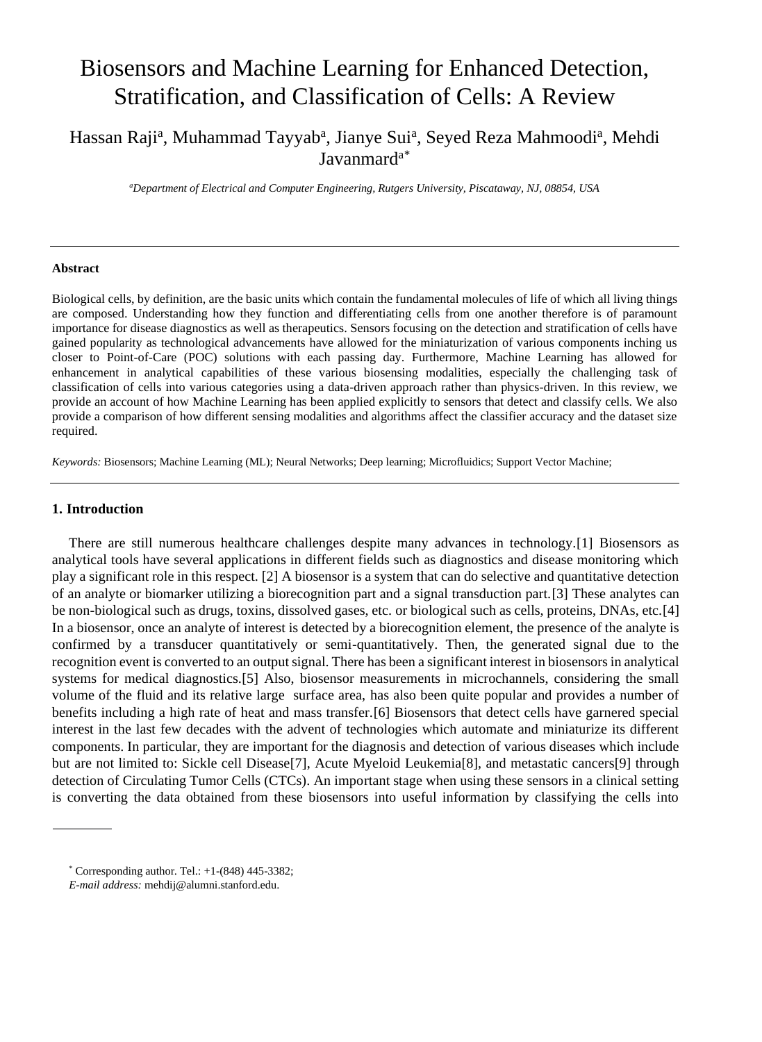# Biosensors and Machine Learning for Enhanced Detection, Stratification, and Classification of Cells: A Review

Hassan Raji[a], Muhammad Tayyab[a], Jianye Sui[a], Seyed Reza Mahmoodi[a], Mehdi Javanmard[a*]

*[a]Department of Electrical and Computer Engineering, Rutgers University, Piscataway, NJ, 08854, USA*

---

**Abstract**

Biological cells, by definition, are the basic units which contain the fundamental molecules of life of which all living things are composed. Understanding how they function and differentiating cells from one another therefore is of paramount importance for disease diagnostics as well as therapeutics. Sensors focusing on the detection and stratification of cells have gained popularity as technological advancements have allowed for the miniaturization of various components inching us closer to Point-of-Care (POC) solutions with each passing day. Furthermore, Machine Learning has allowed for enhancement in analytical capabilities of these various biosensing modalities, especially the challenging task of classification of cells into various categories using a data-driven approach rather than physics-driven. In this review, we provide an account of how Machine Learning has been applied explicitly to sensors that detect and classify cells. We also provide a comparison of how different sensing modalities and algorithms affect the classifier accuracy and the dataset size required.

*Keywords:* Biosensors; Machine Learning (ML); Neural Networks; Deep learning; Microfluidics; Support Vector Machine;

---

## 1. Introduction

There are still numerous healthcare challenges despite many advances in technology.[1] Biosensors as analytical tools have several applications in different fields such as diagnostics and disease monitoring which play a significant role in this respect. [2] A biosensor is a system that can do selective and quantitative detection of an analyte or biomarker utilizing a biorecognition part and a signal transduction part.[3] These analytes can be non-biological such as drugs, toxins, dissolved gases, etc. or biological such as cells, proteins, DNAs, etc.[4] In a biosensor, once an analyte of interest is detected by a biorecognition element, the presence of the analyte is confirmed by a transducer quantitatively or semi-quantitatively. Then, the generated signal due to the recognition event is converted to an output signal. There has been a significant interest in biosensors in analytical systems for medical diagnostics.[5] Also, biosensor measurements in microchannels, considering the small volume of the fluid and its relative large surface area, has also been quite popular and provides a number of benefits including a high rate of heat and mass transfer.[6] Biosensors that detect cells have garnered special interest in the last few decades with the advent of technologies which automate and miniaturize its different components. In particular, they are important for the diagnosis and detection of various diseases which include but are not limited to: Sickle cell Disease[7], Acute Myeloid Leukemia[8], and metastatic cancers[9] through detection of Circulating Tumor Cells (CTCs). An important stage when using these sensors in a clinical setting is converting the data obtained from these biosensors into useful information by classifying the cells into

---

[*] Corresponding author. Tel.: +1-(848) 445-3382;
*E-mail address:* mehdij@alumni.stanford.edu.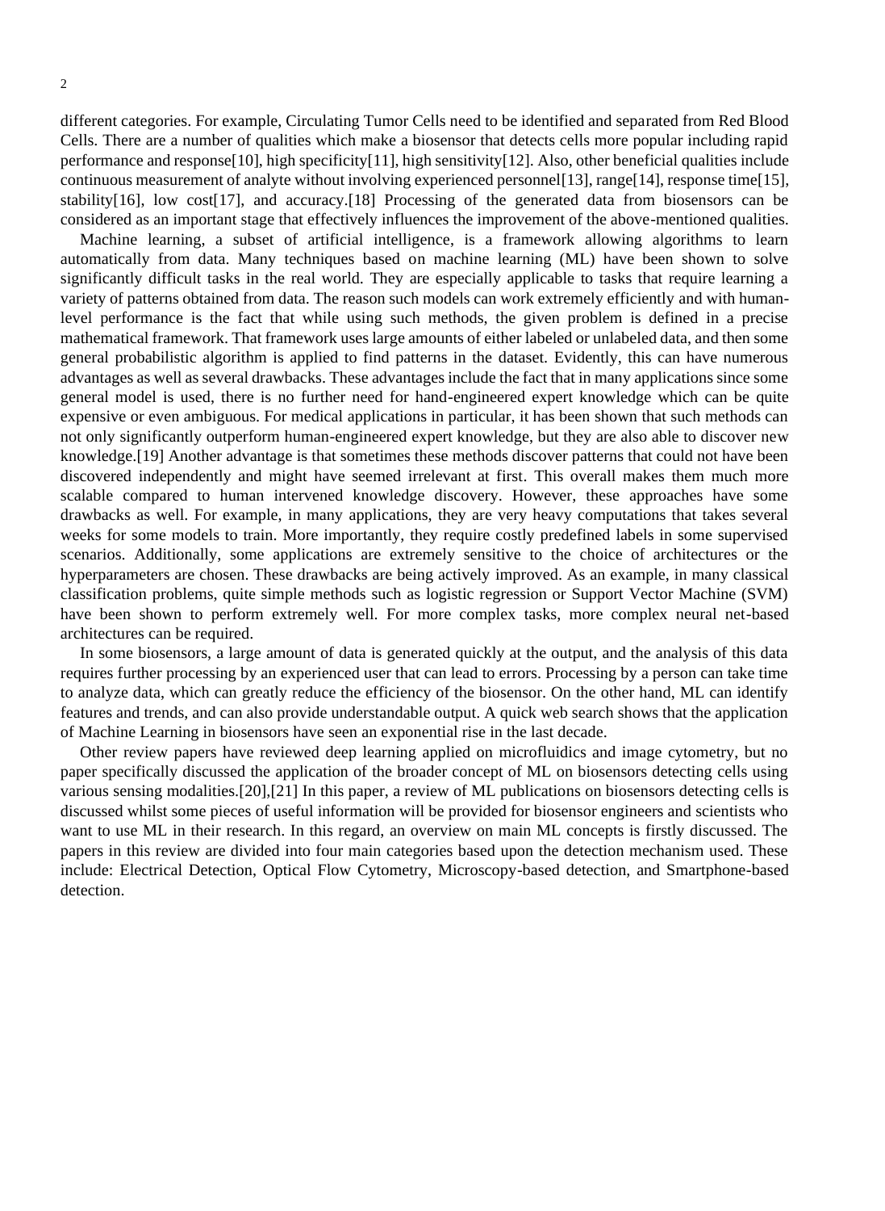different categories. For example, Circulating Tumor Cells need to be identified and separated from Red Blood Cells. There are a number of qualities which make a biosensor that detects cells more popular including rapid performance and response[10], high specificity[11], high sensitivity[12]. Also, other beneficial qualities include continuous measurement of analyte without involving experienced personnel[13], range[14], response time[15], stability[16], low cost[17], and accuracy.[18] Processing of the generated data from biosensors can be considered as an important stage that effectively influences the improvement of the above-mentioned qualities.

Machine learning, a subset of artificial intelligence, is a framework allowing algorithms to learn automatically from data. Many techniques based on machine learning (ML) have been shown to solve significantly difficult tasks in the real world. They are especially applicable to tasks that require learning a variety of patterns obtained from data. The reason such models can work extremely efficiently and with human-level performance is the fact that while using such methods, the given problem is defined in a precise mathematical framework. That framework uses large amounts of either labeled or unlabeled data, and then some general probabilistic algorithm is applied to find patterns in the dataset. Evidently, this can have numerous advantages as well as several drawbacks. These advantages include the fact that in many applications since some general model is used, there is no further need for hand-engineered expert knowledge which can be quite expensive or even ambiguous. For medical applications in particular, it has been shown that such methods can not only significantly outperform human-engineered expert knowledge, but they are also able to discover new knowledge.[19] Another advantage is that sometimes these methods discover patterns that could not have been discovered independently and might have seemed irrelevant at first. This overall makes them much more scalable compared to human intervened knowledge discovery. However, these approaches have some drawbacks as well. For example, in many applications, they are very heavy computations that takes several weeks for some models to train. More importantly, they require costly predefined labels in some supervised scenarios. Additionally, some applications are extremely sensitive to the choice of architectures or the hyperparameters are chosen. These drawbacks are being actively improved. As an example, in many classical classification problems, quite simple methods such as logistic regression or Support Vector Machine (SVM) have been shown to perform extremely well. For more complex tasks, more complex neural net-based architectures can be required.

In some biosensors, a large amount of data is generated quickly at the output, and the analysis of this data requires further processing by an experienced user that can lead to errors. Processing by a person can take time to analyze data, which can greatly reduce the efficiency of the biosensor. On the other hand, ML can identify features and trends, and can also provide understandable output. A quick web search shows that the application of Machine Learning in biosensors have seen an exponential rise in the last decade.

Other review papers have reviewed deep learning applied on microfluidics and image cytometry, but no paper specifically discussed the application of the broader concept of ML on biosensors detecting cells using various sensing modalities.[20],[21] In this paper, a review of ML publications on biosensors detecting cells is discussed whilst some pieces of useful information will be provided for biosensor engineers and scientists who want to use ML in their research. In this regard, an overview on main ML concepts is firstly discussed. The papers in this review are divided into four main categories based upon the detection mechanism used. These include: Electrical Detection, Optical Flow Cytometry, Microscopy-based detection, and Smartphone-based detection.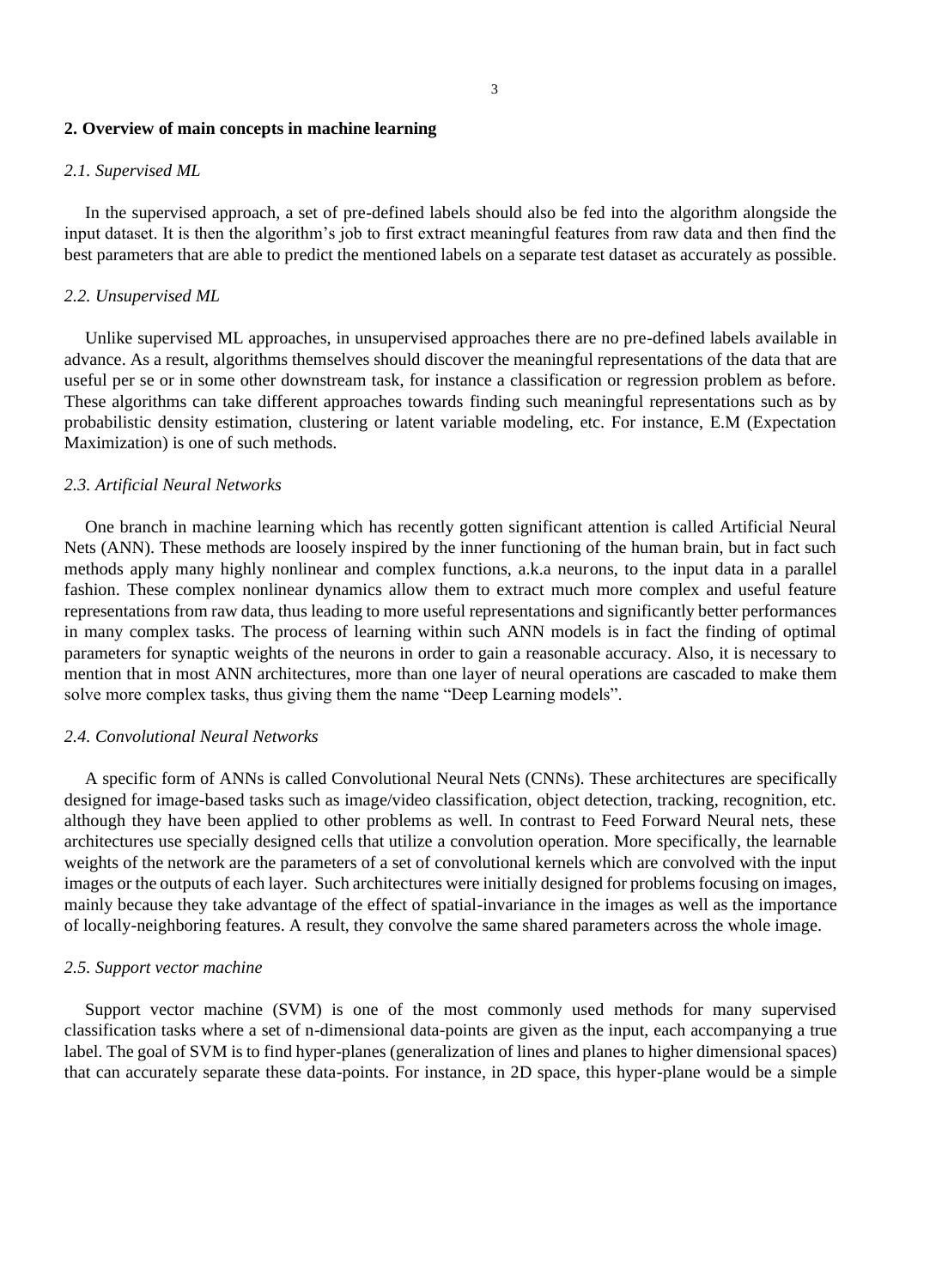## 2. Overview of main concepts in machine learning

### *2.1. Supervised ML*

In the supervised approach, a set of pre-defined labels should also be fed into the algorithm alongside the input dataset. It is then the algorithm's job to first extract meaningful features from raw data and then find the best parameters that are able to predict the mentioned labels on a separate test dataset as accurately as possible.

### *2.2. Unsupervised ML*

Unlike supervised ML approaches, in unsupervised approaches there are no pre-defined labels available in advance. As a result, algorithms themselves should discover the meaningful representations of the data that are useful per se or in some other downstream task, for instance a classification or regression problem as before. These algorithms can take different approaches towards finding such meaningful representations such as by probabilistic density estimation, clustering or latent variable modeling, etc. For instance, E.M (Expectation Maximization) is one of such methods.

### *2.3. Artificial Neural Networks*

One branch in machine learning which has recently gotten significant attention is called Artificial Neural Nets (ANN). These methods are loosely inspired by the inner functioning of the human brain, but in fact such methods apply many highly nonlinear and complex functions, a.k.a neurons, to the input data in a parallel fashion. These complex nonlinear dynamics allow them to extract much more complex and useful feature representations from raw data, thus leading to more useful representations and significantly better performances in many complex tasks. The process of learning within such ANN models is in fact the finding of optimal parameters for synaptic weights of the neurons in order to gain a reasonable accuracy. Also, it is necessary to mention that in most ANN architectures, more than one layer of neural operations are cascaded to make them solve more complex tasks, thus giving them the name "Deep Learning models".

### *2.4. Convolutional Neural Networks*

A specific form of ANNs is called Convolutional Neural Nets (CNNs). These architectures are specifically designed for image-based tasks such as image/video classification, object detection, tracking, recognition, etc. although they have been applied to other problems as well. In contrast to Feed Forward Neural nets, these architectures use specially designed cells that utilize a convolution operation. More specifically, the learnable weights of the network are the parameters of a set of convolutional kernels which are convolved with the input images or the outputs of each layer. Such architectures were initially designed for problems focusing on images, mainly because they take advantage of the effect of spatial-invariance in the images as well as the importance of locally-neighboring features. A result, they convolve the same shared parameters across the whole image.

### *2.5. Support vector machine*

Support vector machine (SVM) is one of the most commonly used methods for many supervised classification tasks where a set of n-dimensional data-points are given as the input, each accompanying a true label. The goal of SVM is to find hyper-planes (generalization of lines and planes to higher dimensional spaces) that can accurately separate these data-points. For instance, in 2D space, this hyper-plane would be a simple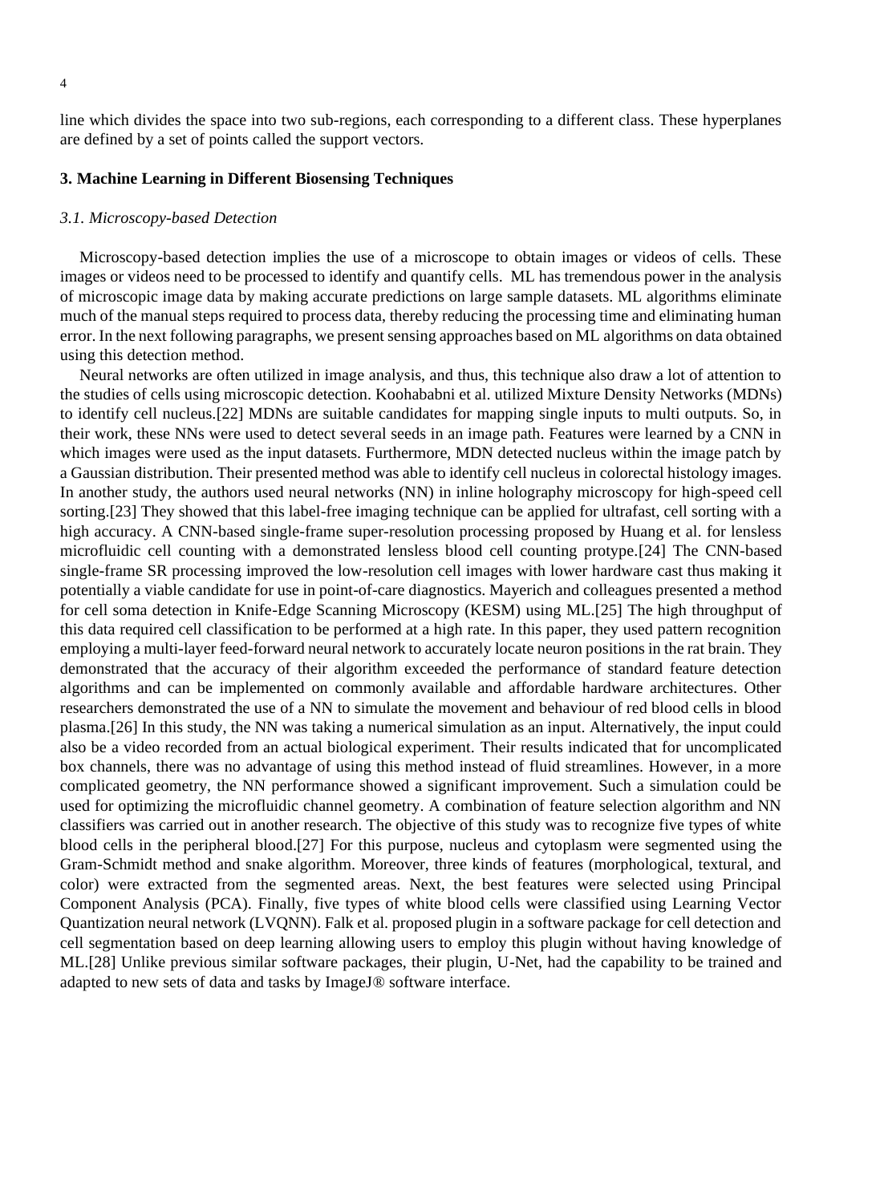line which divides the space into two sub-regions, each corresponding to a different class. These hyperplanes are defined by a set of points called the support vectors.

## 3. Machine Learning in Different Biosensing Techniques

### *3.1. Microscopy-based Detection*

Microscopy-based detection implies the use of a microscope to obtain images or videos of cells. These images or videos need to be processed to identify and quantify cells. ML has tremendous power in the analysis of microscopic image data by making accurate predictions on large sample datasets. ML algorithms eliminate much of the manual steps required to process data, thereby reducing the processing time and eliminating human error. In the next following paragraphs, we present sensing approaches based on ML algorithms on data obtained using this detection method.

Neural networks are often utilized in image analysis, and thus, this technique also draw a lot of attention to the studies of cells using microscopic detection. Koohababni et al. utilized Mixture Density Networks (MDNs) to identify cell nucleus.[22] MDNs are suitable candidates for mapping single inputs to multi outputs. So, in their work, these NNs were used to detect several seeds in an image path. Features were learned by a CNN in which images were used as the input datasets. Furthermore, MDN detected nucleus within the image patch by a Gaussian distribution. Their presented method was able to identify cell nucleus in colorectal histology images. In another study, the authors used neural networks (NN) in inline holography microscopy for high-speed cell sorting.[23] They showed that this label-free imaging technique can be applied for ultrafast, cell sorting with a high accuracy. A CNN-based single-frame super-resolution processing proposed by Huang et al. for lensless microfluidic cell counting with a demonstrated lensless blood cell counting protype.[24] The CNN-based single-frame SR processing improved the low-resolution cell images with lower hardware cast thus making it potentially a viable candidate for use in point-of-care diagnostics. Mayerich and colleagues presented a method for cell soma detection in Knife-Edge Scanning Microscopy (KESM) using ML.[25] The high throughput of this data required cell classification to be performed at a high rate. In this paper, they used pattern recognition employing a multi-layer feed-forward neural network to accurately locate neuron positions in the rat brain. They demonstrated that the accuracy of their algorithm exceeded the performance of standard feature detection algorithms and can be implemented on commonly available and affordable hardware architectures. Other researchers demonstrated the use of a NN to simulate the movement and behaviour of red blood cells in blood plasma.[26] In this study, the NN was taking a numerical simulation as an input. Alternatively, the input could also be a video recorded from an actual biological experiment. Their results indicated that for uncomplicated box channels, there was no advantage of using this method instead of fluid streamlines. However, in a more complicated geometry, the NN performance showed a significant improvement. Such a simulation could be used for optimizing the microfluidic channel geometry. A combination of feature selection algorithm and NN classifiers was carried out in another research. The objective of this study was to recognize five types of white blood cells in the peripheral blood.[27] For this purpose, nucleus and cytoplasm were segmented using the Gram-Schmidt method and snake algorithm. Moreover, three kinds of features (morphological, textural, and color) were extracted from the segmented areas. Next, the best features were selected using Principal Component Analysis (PCA). Finally, five types of white blood cells were classified using Learning Vector Quantization neural network (LVQNN). Falk et al. proposed plugin in a software package for cell detection and cell segmentation based on deep learning allowing users to employ this plugin without having knowledge of ML.[28] Unlike previous similar software packages, their plugin, U-Net, had the capability to be trained and adapted to new sets of data and tasks by ImageJ® software interface.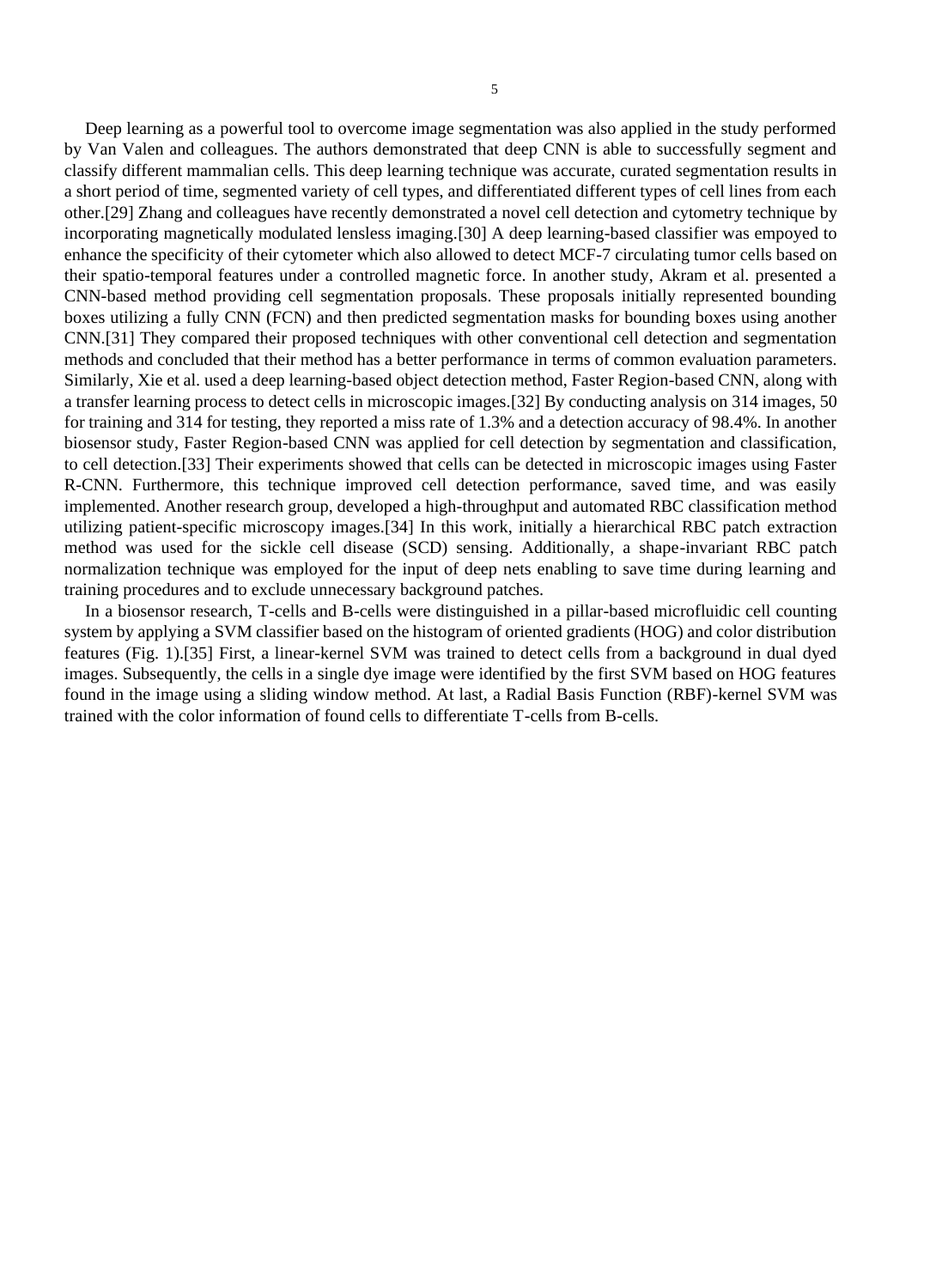Deep learning as a powerful tool to overcome image segmentation was also applied in the study performed by Van Valen and colleagues. The authors demonstrated that deep CNN is able to successfully segment and classify different mammalian cells. This deep learning technique was accurate, curated segmentation results in a short period of time, segmented variety of cell types, and differentiated different types of cell lines from each other.[29] Zhang and colleagues have recently demonstrated a novel cell detection and cytometry technique by incorporating magnetically modulated lensless imaging.[30] A deep learning-based classifier was empoyed to enhance the specificity of their cytometer which also allowed to detect MCF-7 circulating tumor cells based on their spatio-temporal features under a controlled magnetic force. In another study, Akram et al. presented a CNN-based method providing cell segmentation proposals. These proposals initially represented bounding boxes utilizing a fully CNN (FCN) and then predicted segmentation masks for bounding boxes using another CNN.[31] They compared their proposed techniques with other conventional cell detection and segmentation methods and concluded that their method has a better performance in terms of common evaluation parameters. Similarly, Xie et al. used a deep learning-based object detection method, Faster Region-based CNN, along with a transfer learning process to detect cells in microscopic images.[32] By conducting analysis on 314 images, 50 for training and 314 for testing, they reported a miss rate of 1.3% and a detection accuracy of 98.4%. In another biosensor study, Faster Region-based CNN was applied for cell detection by segmentation and classification, to cell detection.[33] Their experiments showed that cells can be detected in microscopic images using Faster R-CNN. Furthermore, this technique improved cell detection performance, saved time, and was easily implemented. Another research group, developed a high-throughput and automated RBC classification method utilizing patient-specific microscopy images.[34] In this work, initially a hierarchical RBC patch extraction method was used for the sickle cell disease (SCD) sensing. Additionally, a shape-invariant RBC patch normalization technique was employed for the input of deep nets enabling to save time during learning and training procedures and to exclude unnecessary background patches.

In a biosensor research, T-cells and B-cells were distinguished in a pillar-based microfluidic cell counting system by applying a SVM classifier based on the histogram of oriented gradients (HOG) and color distribution features (Fig. 1).[35] First, a linear-kernel SVM was trained to detect cells from a background in dual dyed images. Subsequently, the cells in a single dye image were identified by the first SVM based on HOG features found in the image using a sliding window method. At last, a Radial Basis Function (RBF)-kernel SVM was trained with the color information of found cells to differentiate T-cells from B-cells.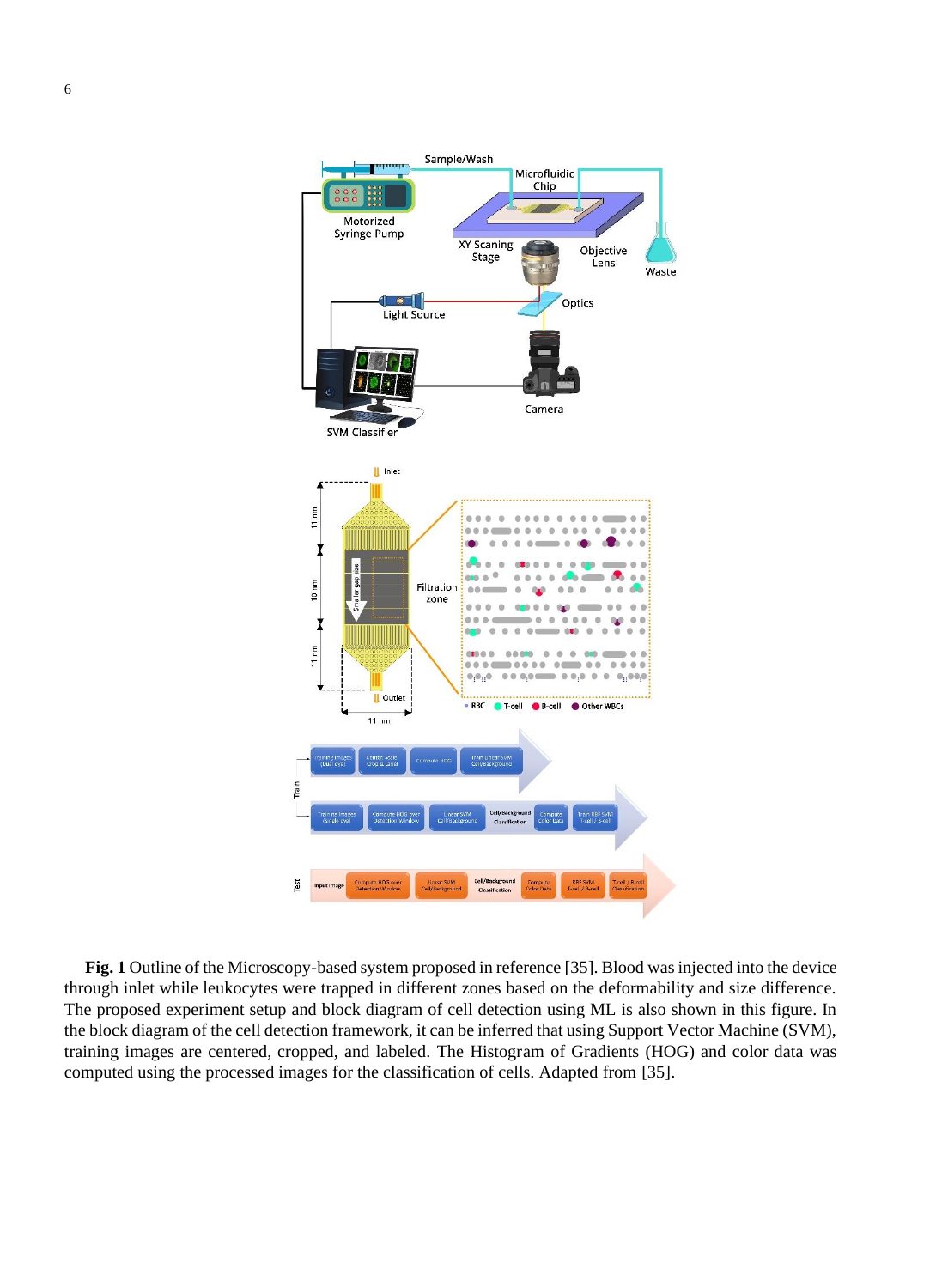**Fig. 1** Outline of the Microscopy-based system proposed in reference [35]. Blood was injected into the device through inlet while leukocytes were trapped in different zones based on the deformability and size difference. The proposed experiment setup and block diagram of cell detection using ML is also shown in this figure. In the block diagram of the cell detection framework, it can be inferred that using Support Vector Machine (SVM), training images are centered, cropped, and labeled. The Histogram of Gradients (HOG) and color data was computed using the processed images for the classification of cells. Adapted from [35].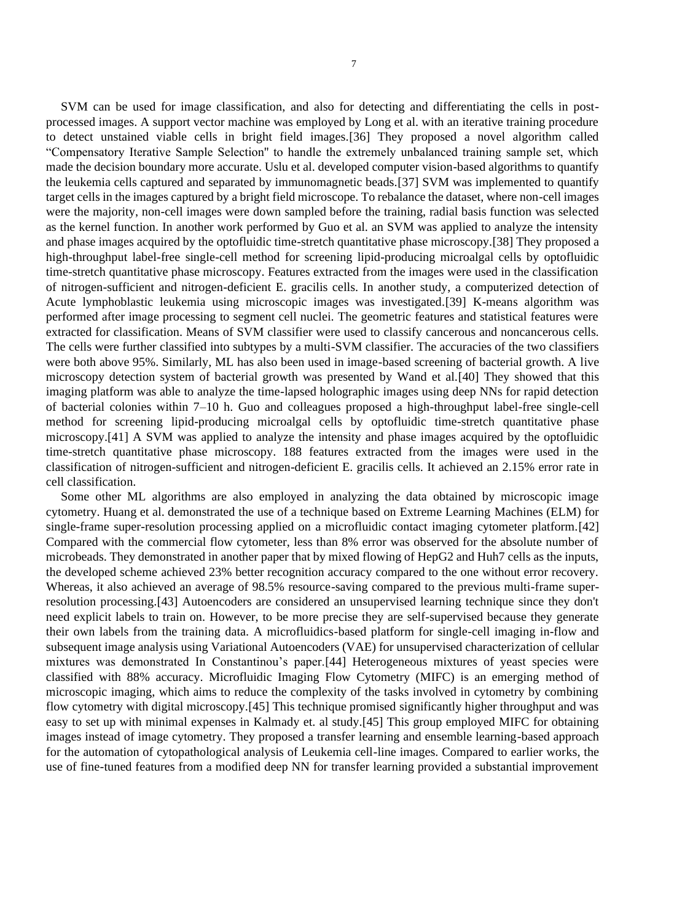SVM can be used for image classification, and also for detecting and differentiating the cells in post-processed images. A support vector machine was employed by Long et al. with an iterative training procedure to detect unstained viable cells in bright field images.[36] They proposed a novel algorithm called "Compensatory Iterative Sample Selection" to handle the extremely unbalanced training sample set, which made the decision boundary more accurate. Uslu et al. developed computer vision-based algorithms to quantify the leukemia cells captured and separated by immunomagnetic beads.[37] SVM was implemented to quantify target cells in the images captured by a bright field microscope. To rebalance the dataset, where non-cell images were the majority, non-cell images were down sampled before the training, radial basis function was selected as the kernel function. In another work performed by Guo et al. an SVM was applied to analyze the intensity and phase images acquired by the optofluidic time-stretch quantitative phase microscopy.[38] They proposed a high-throughput label-free single-cell method for screening lipid-producing microalgal cells by optofluidic time-stretch quantitative phase microscopy. Features extracted from the images were used in the classification of nitrogen-sufficient and nitrogen-deficient E. gracilis cells. In another study, a computerized detection of Acute lymphoblastic leukemia using microscopic images was investigated.[39] K-means algorithm was performed after image processing to segment cell nuclei. The geometric features and statistical features were extracted for classification. Means of SVM classifier were used to classify cancerous and noncancerous cells. The cells were further classified into subtypes by a multi-SVM classifier. The accuracies of the two classifiers were both above 95%. Similarly, ML has also been used in image-based screening of bacterial growth. A live microscopy detection system of bacterial growth was presented by Wand et al.[40] They showed that this imaging platform was able to analyze the time-lapsed holographic images using deep NNs for rapid detection of bacterial colonies within 7–10 h. Guo and colleagues proposed a high-throughput label-free single-cell method for screening lipid-producing microalgal cells by optofluidic time-stretch quantitative phase microscopy.[41] A SVM was applied to analyze the intensity and phase images acquired by the optofluidic time-stretch quantitative phase microscopy. 188 features extracted from the images were used in the classification of nitrogen-sufficient and nitrogen-deficient E. gracilis cells. It achieved an 2.15% error rate in cell classification.

Some other ML algorithms are also employed in analyzing the data obtained by microscopic image cytometry. Huang et al. demonstrated the use of a technique based on Extreme Learning Machines (ELM) for single-frame super-resolution processing applied on a microfluidic contact imaging cytometer platform.[42] Compared with the commercial flow cytometer, less than 8% error was observed for the absolute number of microbeads. They demonstrated in another paper that by mixed flowing of HepG2 and Huh7 cells as the inputs, the developed scheme achieved 23% better recognition accuracy compared to the one without error recovery. Whereas, it also achieved an average of 98.5% resource-saving compared to the previous multi-frame super-resolution processing.[43] Autoencoders are considered an unsupervised learning technique since they don't need explicit labels to train on. However, to be more precise they are self-supervised because they generate their own labels from the training data. A microfluidics-based platform for single-cell imaging in-flow and subsequent image analysis using Variational Autoencoders (VAE) for unsupervised characterization of cellular mixtures was demonstrated In Constantinou's paper.[44] Heterogeneous mixtures of yeast species were classified with 88% accuracy. Microfluidic Imaging Flow Cytometry (MIFC) is an emerging method of microscopic imaging, which aims to reduce the complexity of the tasks involved in cytometry by combining flow cytometry with digital microscopy.[45] This technique promised significantly higher throughput and was easy to set up with minimal expenses in Kalmady et. al study.[45] This group employed MIFC for obtaining images instead of image cytometry. They proposed a transfer learning and ensemble learning-based approach for the automation of cytopathological analysis of Leukemia cell-line images. Compared to earlier works, the use of fine-tuned features from a modified deep NN for transfer learning provided a substantial improvement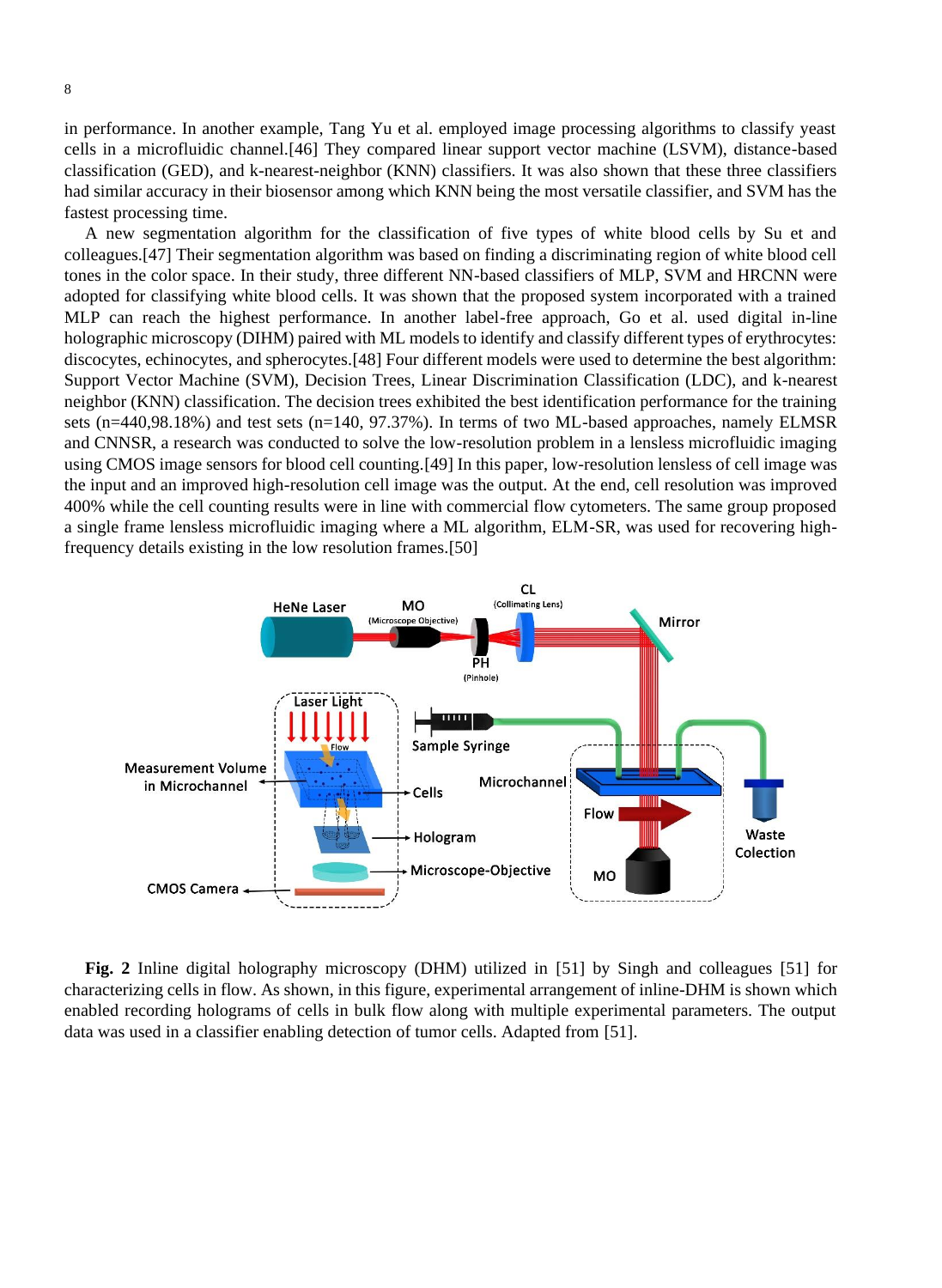in performance. In another example, Tang Yu et al. employed image processing algorithms to classify yeast cells in a microfluidic channel.[46] They compared linear support vector machine (LSVM), distance-based classification (GED), and k-nearest-neighbor (KNN) classifiers. It was also shown that these three classifiers had similar accuracy in their biosensor among which KNN being the most versatile classifier, and SVM has the fastest processing time.

A new segmentation algorithm for the classification of five types of white blood cells by Su et and colleagues.[47] Their segmentation algorithm was based on finding a discriminating region of white blood cell tones in the color space. In their study, three different NN-based classifiers of MLP, SVM and HRCNN were adopted for classifying white blood cells. It was shown that the proposed system incorporated with a trained MLP can reach the highest performance. In another label-free approach, Go et al. used digital in-line holographic microscopy (DIHM) paired with ML models to identify and classify different types of erythrocytes: discocytes, echinocytes, and spherocytes.[48] Four different models were used to determine the best algorithm: Support Vector Machine (SVM), Decision Trees, Linear Discrimination Classification (LDC), and k-nearest neighbor (KNN) classification. The decision trees exhibited the best identification performance for the training sets (n=440,98.18%) and test sets (n=140, 97.37%). In terms of two ML-based approaches, namely ELMSR and CNNSR, a research was conducted to solve the low-resolution problem in a lensless microfluidic imaging using CMOS image sensors for blood cell counting.[49] In this paper, low-resolution lensless of cell image was the input and an improved high-resolution cell image was the output. At the end, cell resolution was improved 400% while the cell counting results were in line with commercial flow cytometers. The same group proposed a single frame lensless microfluidic imaging where a ML algorithm, ELM-SR, was used for recovering high-frequency details existing in the low resolution frames.[50]

**Fig. 2** Inline digital holography microscopy (DHM) utilized in [51] by Singh and colleagues [51] for characterizing cells in flow. As shown, in this figure, experimental arrangement of inline-DHM is shown which enabled recording holograms of cells in bulk flow along with multiple experimental parameters. The output data was used in a classifier enabling detection of tumor cells. Adapted from [51].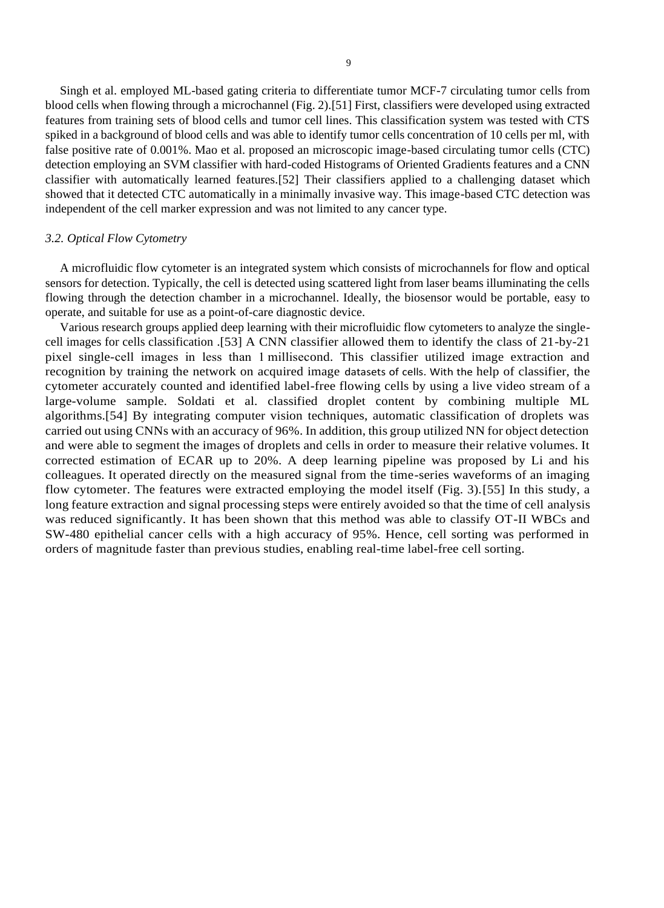Singh et al. employed ML-based gating criteria to differentiate tumor MCF-7 circulating tumor cells from blood cells when flowing through a microchannel (Fig. 2).[51] First, classifiers were developed using extracted features from training sets of blood cells and tumor cell lines. This classification system was tested with CTS spiked in a background of blood cells and was able to identify tumor cells concentration of 10 cells per ml, with false positive rate of 0.001%. Mao et al. proposed an microscopic image-based circulating tumor cells (CTC) detection employing an SVM classifier with hard-coded Histograms of Oriented Gradients features and a CNN classifier with automatically learned features.[52] Their classifiers applied to a challenging dataset which showed that it detected CTC automatically in a minimally invasive way. This image-based CTC detection was independent of the cell marker expression and was not limited to any cancer type.

### *3.2. Optical Flow Cytometry*

A microfluidic flow cytometer is an integrated system which consists of microchannels for flow and optical sensors for detection. Typically, the cell is detected using scattered light from laser beams illuminating the cells flowing through the detection chamber in a microchannel. Ideally, the biosensor would be portable, easy to operate, and suitable for use as a point-of-care diagnostic device.

Various research groups applied deep learning with their microfluidic flow cytometers to analyze the single-cell images for cells classification .[53] A CNN classifier allowed them to identify the class of 21-by-21 pixel single-cell images in less than 1 millisecond. This classifier utilized image extraction and recognition by training the network on acquired image datasets of cells. With the help of classifier, the cytometer accurately counted and identified label-free flowing cells by using a live video stream of a large-volume sample. Soldati et al. classified droplet content by combining multiple ML algorithms.[54] By integrating computer vision techniques, automatic classification of droplets was carried out using CNNs with an accuracy of 96%. In addition, this group utilized NN for object detection and were able to segment the images of droplets and cells in order to measure their relative volumes. It corrected estimation of ECAR up to 20%. A deep learning pipeline was proposed by Li and his colleagues. It operated directly on the measured signal from the time-series waveforms of an imaging flow cytometer. The features were extracted employing the model itself (Fig. 3).[55] In this study, a long feature extraction and signal processing steps were entirely avoided so that the time of cell analysis was reduced significantly. It has been shown that this method was able to classify OT-II WBCs and SW-480 epithelial cancer cells with a high accuracy of 95%. Hence, cell sorting was performed in orders of magnitude faster than previous studies, enabling real-time label-free cell sorting.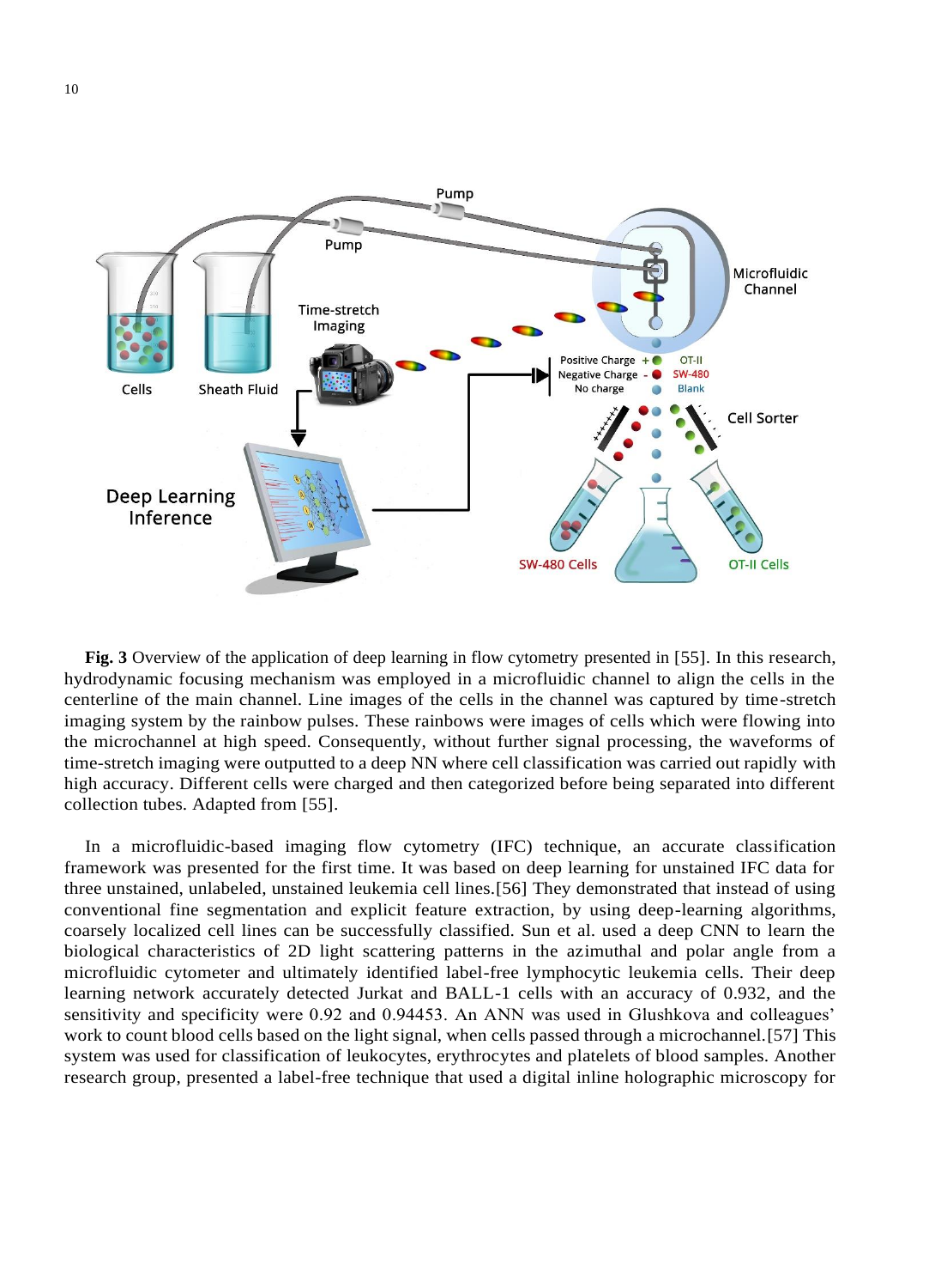**Fig. 3** Overview of the application of deep learning in flow cytometry presented in [55]. In this research, hydrodynamic focusing mechanism was employed in a microfluidic channel to align the cells in the centerline of the main channel. Line images of the cells in the channel was captured by time-stretch imaging system by the rainbow pulses. These rainbows were images of cells which were flowing into the microchannel at high speed. Consequently, without further signal processing, the waveforms of time-stretch imaging were outputted to a deep NN where cell classification was carried out rapidly with high accuracy. Different cells were charged and then categorized before being separated into different collection tubes. Adapted from [55].

In a microfluidic-based imaging flow cytometry (IFC) technique, an accurate classification framework was presented for the first time. It was based on deep learning for unstained IFC data for three unstained, unlabeled, unstained leukemia cell lines.[56] They demonstrated that instead of using conventional fine segmentation and explicit feature extraction, by using deep-learning algorithms, coarsely localized cell lines can be successfully classified. Sun et al. used a deep CNN to learn the biological characteristics of 2D light scattering patterns in the azimuthal and polar angle from a microfluidic cytometer and ultimately identified label-free lymphocytic leukemia cells. Their deep learning network accurately detected Jurkat and BALL-1 cells with an accuracy of 0.932, and the sensitivity and specificity were 0.92 and 0.94453. An ANN was used in Glushkova and colleagues' work to count blood cells based on the light signal, when cells passed through a microchannel.[57] This system was used for classification of leukocytes, erythrocytes and platelets of blood samples. Another research group, presented a label-free technique that used a digital inline holographic microscopy for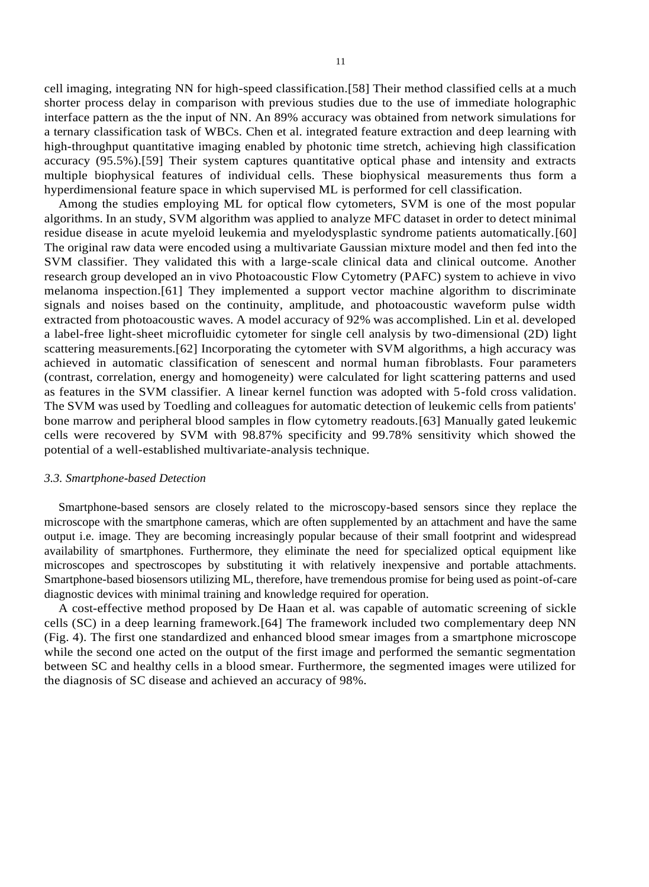cell imaging, integrating NN for high-speed classification.[58] Their method classified cells at a much shorter process delay in comparison with previous studies due to the use of immediate holographic interface pattern as the the input of NN. An 89% accuracy was obtained from network simulations for a ternary classification task of WBCs. Chen et al. integrated feature extraction and deep learning with high-throughput quantitative imaging enabled by photonic time stretch, achieving high classification accuracy (95.5%).[59] Their system captures quantitative optical phase and intensity and extracts multiple biophysical features of individual cells. These biophysical measurements thus form a hyperdimensional feature space in which supervised ML is performed for cell classification.

Among the studies employing ML for optical flow cytometers, SVM is one of the most popular algorithms. In an study, SVM algorithm was applied to analyze MFC dataset in order to detect minimal residue disease in acute myeloid leukemia and myelodysplastic syndrome patients automatically.[60] The original raw data were encoded using a multivariate Gaussian mixture model and then fed into the SVM classifier. They validated this with a large-scale clinical data and clinical outcome. Another research group developed an in vivo Photoacoustic Flow Cytometry (PAFC) system to achieve in vivo melanoma inspection.[61] They implemented a support vector machine algorithm to discriminate signals and noises based on the continuity, amplitude, and photoacoustic waveform pulse width extracted from photoacoustic waves. A model accuracy of 92% was accomplished. Lin et al. developed a label-free light-sheet microfluidic cytometer for single cell analysis by two-dimensional (2D) light scattering measurements.[62] Incorporating the cytometer with SVM algorithms, a high accuracy was achieved in automatic classification of senescent and normal human fibroblasts. Four parameters (contrast, correlation, energy and homogeneity) were calculated for light scattering patterns and used as features in the SVM classifier. A linear kernel function was adopted with 5-fold cross validation. The SVM was used by Toedling and colleagues for automatic detection of leukemic cells from patients' bone marrow and peripheral blood samples in flow cytometry readouts.[63] Manually gated leukemic cells were recovered by SVM with 98.87% specificity and 99.78% sensitivity which showed the potential of a well-established multivariate-analysis technique.

### *3.3. Smartphone-based Detection*

Smartphone-based sensors are closely related to the microscopy-based sensors since they replace the microscope with the smartphone cameras, which are often supplemented by an attachment and have the same output i.e. image. They are becoming increasingly popular because of their small footprint and widespread availability of smartphones. Furthermore, they eliminate the need for specialized optical equipment like microscopes and spectroscopes by substituting it with relatively inexpensive and portable attachments. Smartphone-based biosensors utilizing ML, therefore, have tremendous promise for being used as point-of-care diagnostic devices with minimal training and knowledge required for operation.

A cost-effective method proposed by De Haan et al. was capable of automatic screening of sickle cells (SC) in a deep learning framework.[64] The framework included two complementary deep NN (Fig. 4). The first one standardized and enhanced blood smear images from a smartphone microscope while the second one acted on the output of the first image and performed the semantic segmentation between SC and healthy cells in a blood smear. Furthermore, the segmented images were utilized for the diagnosis of SC disease and achieved an accuracy of 98%.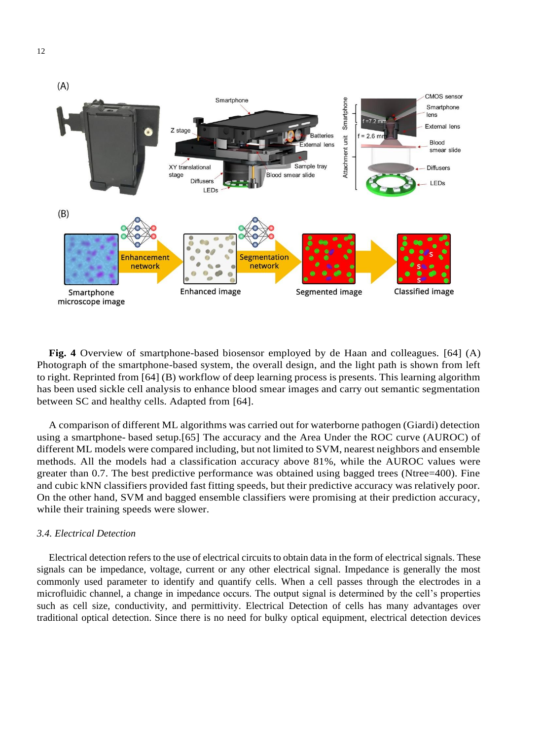**Fig. 4** Overview of smartphone-based biosensor employed by de Haan and colleagues. [64] (A) Photograph of the smartphone-based system, the overall design, and the light path is shown from left to right. Reprinted from [64] (B) workflow of deep learning process is presents. This learning algorithm has been used sickle cell analysis to enhance blood smear images and carry out semantic segmentation between SC and healthy cells. Adapted from [64].

A comparison of different ML algorithms was carried out for waterborne pathogen (Giardi) detection using a smartphone- based setup.[65] The accuracy and the Area Under the ROC curve (AUROC) of different ML models were compared including, but not limited to SVM, nearest neighbors and ensemble methods. All the models had a classification accuracy above 81%, while the AUROC values were greater than 0.7. The best predictive performance was obtained using bagged trees (Ntree=400). Fine and cubic kNN classifiers provided fast fitting speeds, but their predictive accuracy was relatively poor. On the other hand, SVM and bagged ensemble classifiers were promising at their prediction accuracy, while their training speeds were slower.

### *3.4. Electrical Detection*

Electrical detection refers to the use of electrical circuits to obtain data in the form of electrical signals. These signals can be impedance, voltage, current or any other electrical signal. Impedance is generally the most commonly used parameter to identify and quantify cells. When a cell passes through the electrodes in a microfluidic channel, a change in impedance occurs. The output signal is determined by the cell's properties such as cell size, conductivity, and permittivity. Electrical Detection of cells has many advantages over traditional optical detection. Since there is no need for bulky optical equipment, electrical detection devices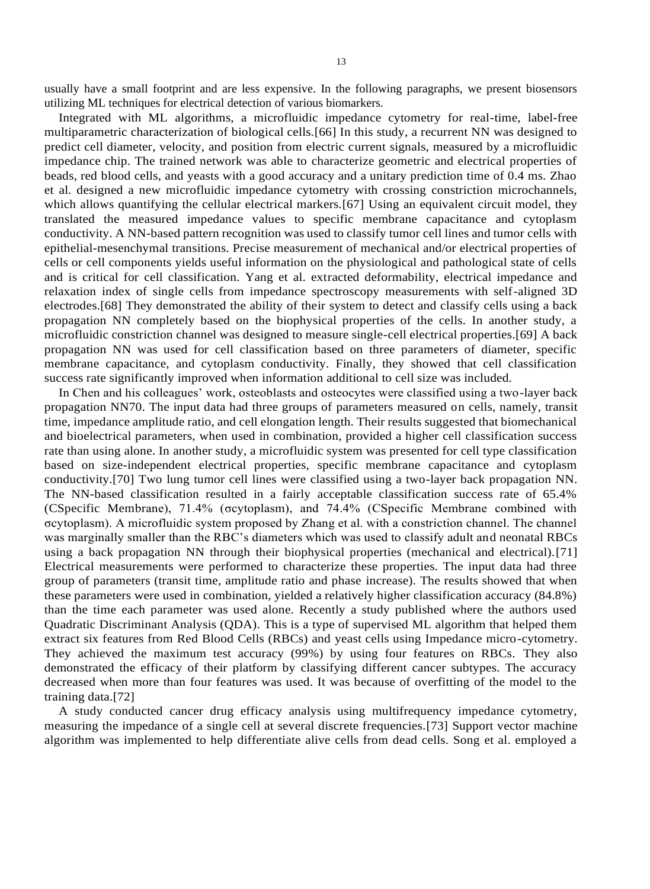usually have a small footprint and are less expensive. In the following paragraphs, we present biosensors utilizing ML techniques for electrical detection of various biomarkers.

Integrated with ML algorithms, a microfluidic impedance cytometry for real-time, label-free multiparametric characterization of biological cells.[66] In this study, a recurrent NN was designed to predict cell diameter, velocity, and position from electric current signals, measured by a microfluidic impedance chip. The trained network was able to characterize geometric and electrical properties of beads, red blood cells, and yeasts with a good accuracy and a unitary prediction time of 0.4 ms. Zhao et al. designed a new microfluidic impedance cytometry with crossing constriction microchannels, which allows quantifying the cellular electrical markers.[67] Using an equivalent circuit model, they translated the measured impedance values to specific membrane capacitance and cytoplasm conductivity. A NN-based pattern recognition was used to classify tumor cell lines and tumor cells with epithelial-mesenchymal transitions. Precise measurement of mechanical and/or electrical properties of cells or cell components yields useful information on the physiological and pathological state of cells and is critical for cell classification. Yang et al. extracted deformability, electrical impedance and relaxation index of single cells from impedance spectroscopy measurements with self-aligned 3D electrodes.[68] They demonstrated the ability of their system to detect and classify cells using a back propagation NN completely based on the biophysical properties of the cells. In another study, a microfluidic constriction channel was designed to measure single-cell electrical properties.[69] A back propagation NN was used for cell classification based on three parameters of diameter, specific membrane capacitance, and cytoplasm conductivity. Finally, they showed that cell classification success rate significantly improved when information additional to cell size was included.

In Chen and his colleagues' work, osteoblasts and osteocytes were classified using a two-layer back propagation NN70. The input data had three groups of parameters measured on cells, namely, transit time, impedance amplitude ratio, and cell elongation length. Their results suggested that biomechanical and bioelectrical parameters, when used in combination, provided a higher cell classification success rate than using alone. In another study, a microfluidic system was presented for cell type classification based on size-independent electrical properties, specific membrane capacitance and cytoplasm conductivity.[70] Two lung tumor cell lines were classified using a two-layer back propagation NN. The NN-based classification resulted in a fairly acceptable classification success rate of 65.4% ($C_{Specific\ Membrane}$), 71.4% ($\sigma_{cytoplasm}$), and 74.4% ($C_{Specific\ Membrane}$ combined with $\sigma_{cytoplasm}$). A microfluidic system proposed by Zhang et al. with a constriction channel. The channel was marginally smaller than the RBC's diameters which was used to classify adult and neonatal RBCs using a back propagation NN through their biophysical properties (mechanical and electrical).[71] Electrical measurements were performed to characterize these properties. The input data had three group of parameters (transit time, amplitude ratio and phase increase). The results showed that when these parameters were used in combination, yielded a relatively higher classification accuracy (84.8%) than the time each parameter was used alone. Recently a study published where the authors used Quadratic Discriminant Analysis (QDA). This is a type of supervised ML algorithm that helped them extract six features from Red Blood Cells (RBCs) and yeast cells using Impedance micro-cytometry. They achieved the maximum test accuracy (99%) by using four features on RBCs. They also demonstrated the efficacy of their platform by classifying different cancer subtypes. The accuracy decreased when more than four features was used. It was because of overfitting of the model to the training data.[72]

A study conducted cancer drug efficacy analysis using multifrequency impedance cytometry, measuring the impedance of a single cell at several discrete frequencies.[73] Support vector machine algorithm was implemented to help differentiate alive cells from dead cells. Song et al. employed a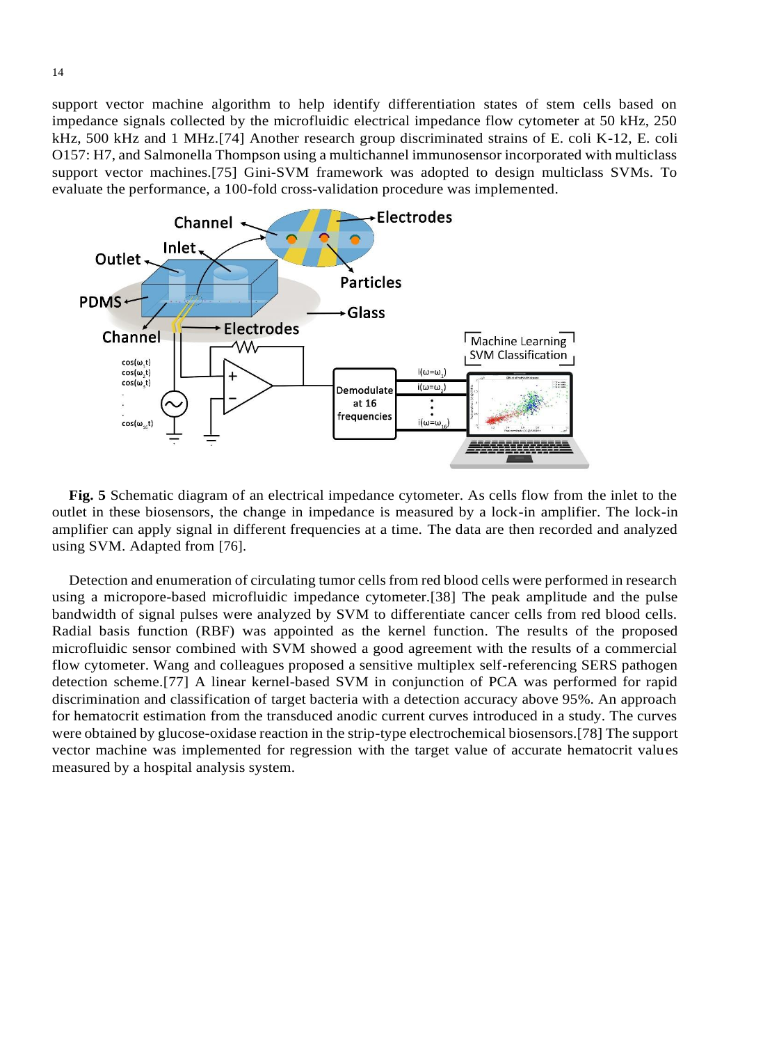support vector machine algorithm to help identify differentiation states of stem cells based on impedance signals collected by the microfluidic electrical impedance flow cytometer at 50 kHz, 250 kHz, 500 kHz and 1 MHz.[74] Another research group discriminated strains of E. coli K-12, E. coli O157: H7, and Salmonella Thompson using a multichannel immunosensor incorporated with multiclass support vector machines.[75] Gini-SVM framework was adopted to design multiclass SVMs. To evaluate the performance, a 100-fold cross-validation procedure was implemented.

**Fig. 5** Schematic diagram of an electrical impedance cytometer. As cells flow from the inlet to the outlet in these biosensors, the change in impedance is measured by a lock-in amplifier. The lock-in amplifier can apply signal in different frequencies at a time. The data are then recorded and analyzed using SVM. Adapted from [76].

Detection and enumeration of circulating tumor cells from red blood cells were performed in research using a micropore-based microfluidic impedance cytometer.[38] The peak amplitude and the pulse bandwidth of signal pulses were analyzed by SVM to differentiate cancer cells from red blood cells. Radial basis function (RBF) was appointed as the kernel function. The results of the proposed microfluidic sensor combined with SVM showed a good agreement with the results of a commercial flow cytometer. Wang and colleagues proposed a sensitive multiplex self-referencing SERS pathogen detection scheme.[77] A linear kernel-based SVM in conjunction of PCA was performed for rapid discrimination and classification of target bacteria with a detection accuracy above 95%. An approach for hematocrit estimation from the transduced anodic current curves introduced in a study. The curves were obtained by glucose-oxidase reaction in the strip-type electrochemical biosensors.[78] The support vector machine was implemented for regression with the target value of accurate hematocrit values measured by a hospital analysis system.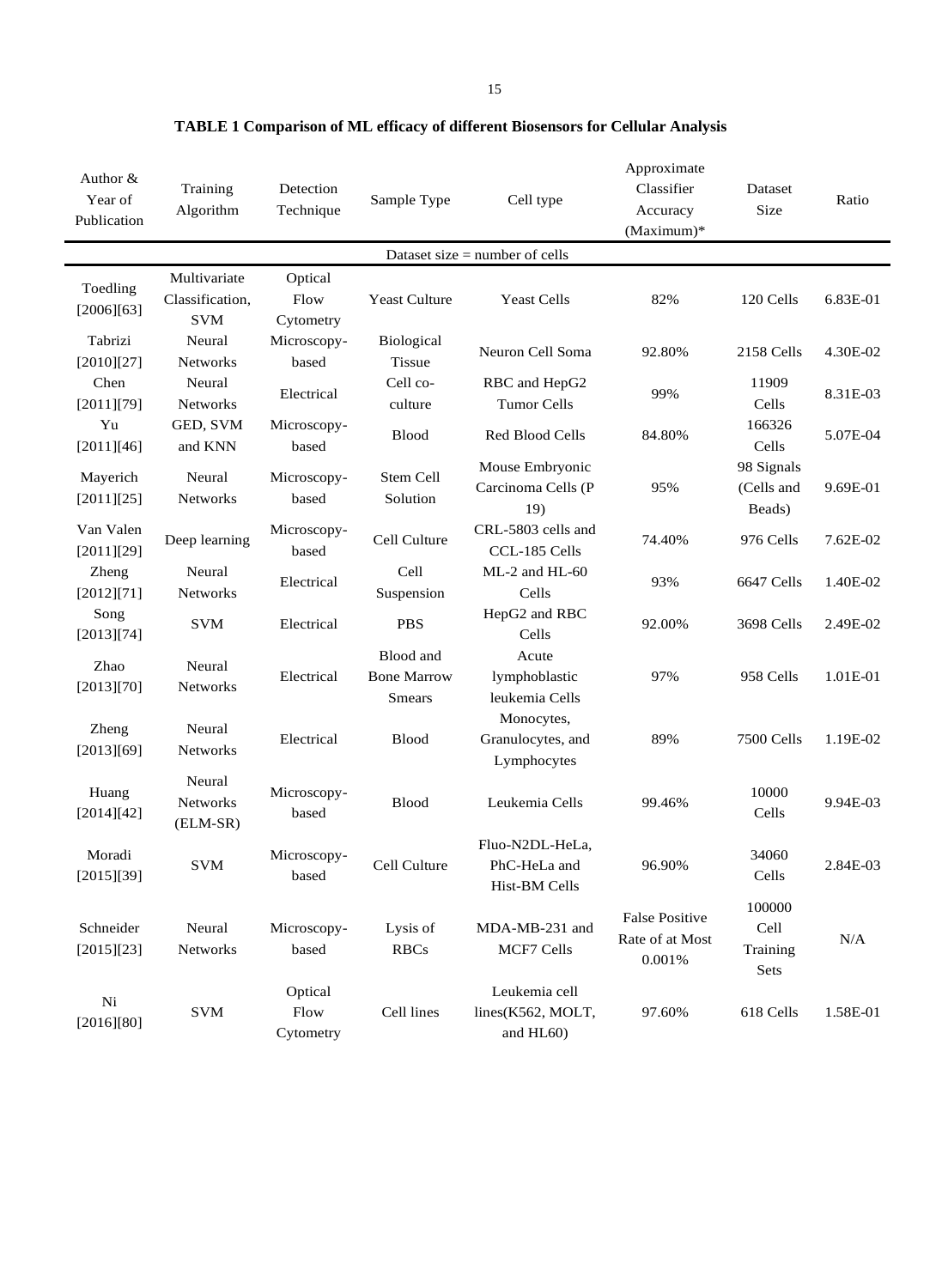**TABLE 1 Comparison of ML efficacy of different Biosensors for Cellular Analysis**

| Author & Year of Publication | Training Algorithm | Detection Technique | Sample Type | Cell type | Approximate Classifier Accuracy (Maximum)* | Dataset Size | Ratio |
|---|---|---|---|---|---|---|---|
| | | | | Dataset size = number of cells | | | |
| Toedling [2006][63] | Multivariate Classification, SVM | Optical Flow Cytometry | Yeast Culture | Yeast Cells | 82% | 120 Cells | 6.83E-01 |
| Tabrizi [2010][27] | Neural Networks | Microscopy-based | Biological Tissue | Neuron Cell Soma | 92.80% | 2158 Cells | 4.30E-02 |
| Chen [2011][79] | Neural Networks | Electrical | Cell co-culture | RBC and HepG2 Tumor Cells | 99% | 11909 Cells | 8.31E-03 |
| Yu [2011][46] | GED, SVM and KNN | Microscopy-based | Blood | Red Blood Cells | 84.80% | 166326 Cells | 5.07E-04 |
| Mayerich [2011][25] | Neural Networks | Microscopy-based | Stem Cell Solution | Mouse Embryonic Carcinoma Cells (P 19) | 95% | 98 Signals (Cells and Beads) | 9.69E-01 |
| Van Valen [2011][29] | Deep learning | Microscopy-based | Cell Culture | CRL-5803 cells and CCL-185 Cells | 74.40% | 976 Cells | 7.62E-02 |
| Zheng [2012][71] | Neural Networks | Electrical | Cell Suspension | ML-2 and HL-60 Cells | 93% | 6647 Cells | 1.40E-02 |
| Song [2013][74] | SVM | Electrical | PBS | HepG2 and RBC Cells | 92.00% | 3698 Cells | 2.49E-02 |
| Zhao [2013][70] | Neural Networks | Electrical | Blood and Bone Marrow Smears | Acute lymphoblastic leukemia Cells | 97% | 958 Cells | 1.01E-01 |
| Zheng [2013][69] | Neural Networks | Electrical | Blood | Monocytes, Granulocytes, and Lymphocytes | 89% | 7500 Cells | 1.19E-02 |
| Huang [2014][42] | Neural Networks (ELM-SR) | Microscopy-based | Blood | Leukemia Cells | 99.46% | 10000 Cells | 9.94E-03 |
| Moradi [2015][39] | SVM | Microscopy-based | Cell Culture | Fluo-N2DL-HeLa, PhC-HeLa and Hist-BM Cells | 96.90% | 34060 Cells | 2.84E-03 |
| Schneider [2015][23] | Neural Networks | Microscopy-based | Lysis of RBCs | MDA-MB-231 and MCF7 Cells | False Positive Rate of at Most 0.001% | 100000 Cell Training Sets | N/A |
| Ni [2016][80] | SVM | Optical Flow Cytometry | Cell lines | Leukemia cell lines(K562, MOLT, and HL60) | 97.60% | 618 Cells | 1.58E-01 |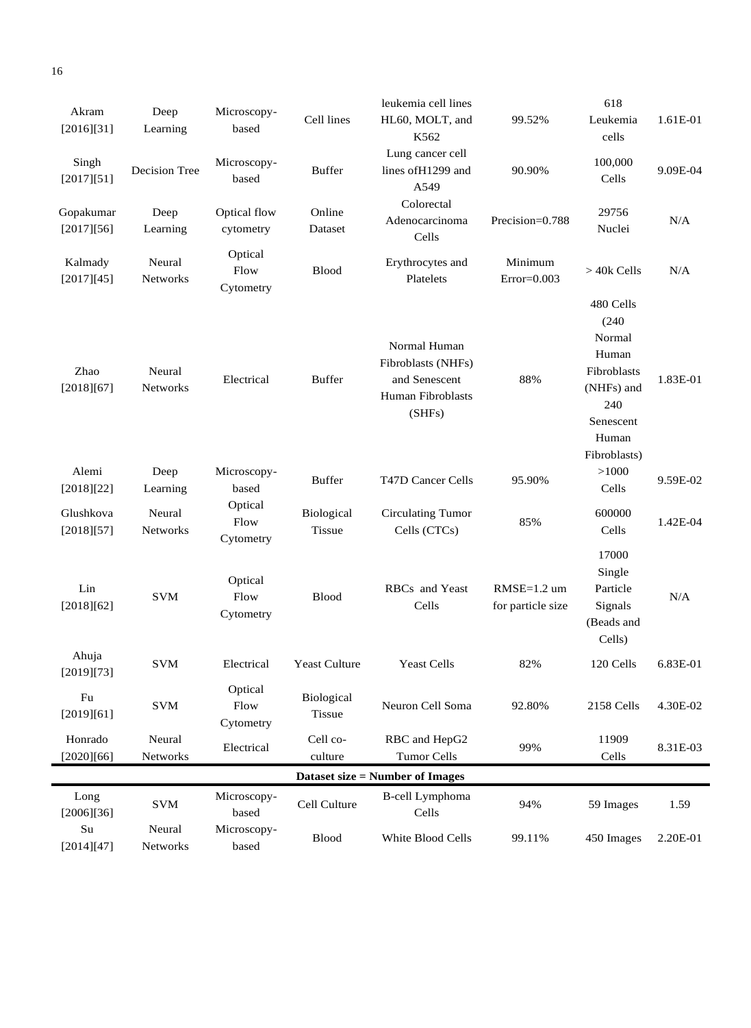| | | | | | | | |
|---|---|---|---|---|---|---|---|
| Akram [2016][31] | Deep Learning | Microscopy-based | Cell lines | leukemia cell lines HL60, MOLT, and K562 | 99.52% | 618 Leukemia cells | 1.61E-01 |
| Singh [2017][51] | Decision Tree | Microscopy-based | Buffer | Lung cancer cell lines ofH1299 and A549 | 90.90% | 100,000 Cells | 9.09E-04 |
| Gopakumar [2017][56] | Deep Learning | Optical flow cytometry | Online Dataset | Colorectal Adenocarcinoma Cells | Precision=0.788 | 29756 Nuclei | N/A |
| Kalmady [2017][45] | Neural Networks | Optical Flow Cytometry | Blood | Erythrocytes and Platelets | Minimum Error=0.003 | > 40k Cells | N/A |
| Zhao [2018][67] | Neural Networks | Electrical | Buffer | Normal Human Fibroblasts (NHFs) and Senescent Human Fibroblasts (SHFs) | 88% | 480 Cells (240 Normal Human Fibroblasts (NHFs) and 240 Senescent Human Fibroblasts) | 1.83E-01 |
| Alemi [2018][22] | Deep Learning | Microscopy-based | Buffer | T47D Cancer Cells | 95.90% | >1000 Cells | 9.59E-02 |
| Glushkova [2018][57] | Neural Networks | Optical Flow Cytometry | Biological Tissue | Circulating Tumor Cells (CTCs) | 85% | 600000 Cells | 1.42E-04 |
| Lin [2018][62] | SVM | Optical Flow Cytometry | Blood | RBCs and Yeast Cells | RMSE=1.2 um for particle size | 17000 Single Particle Signals (Beads and Cells) | N/A |
| Ahuja [2019][73] | SVM | Electrical | Yeast Culture | Yeast Cells | 82% | 120 Cells | 6.83E-01 |
| Fu [2019][61] | SVM | Optical Flow Cytometry | Biological Tissue | Neuron Cell Soma | 92.80% | 2158 Cells | 4.30E-02 |
| Honrado [2020][66] | Neural Networks | Electrical | Cell co-culture | RBC and HepG2 Tumor Cells | 99% | 11909 Cells | 8.31E-03 |
| | | | | **Dataset size = Number of Images** | | | |
| Long [2006][36] | SVM | Microscopy-based | Cell Culture | B-cell Lymphoma Cells | 94% | 59 Images | 1.59 |
| Su [2014][47] | Neural Networks | Microscopy-based | Blood | White Blood Cells | 99.11% | 450 Images | 2.20E-01 |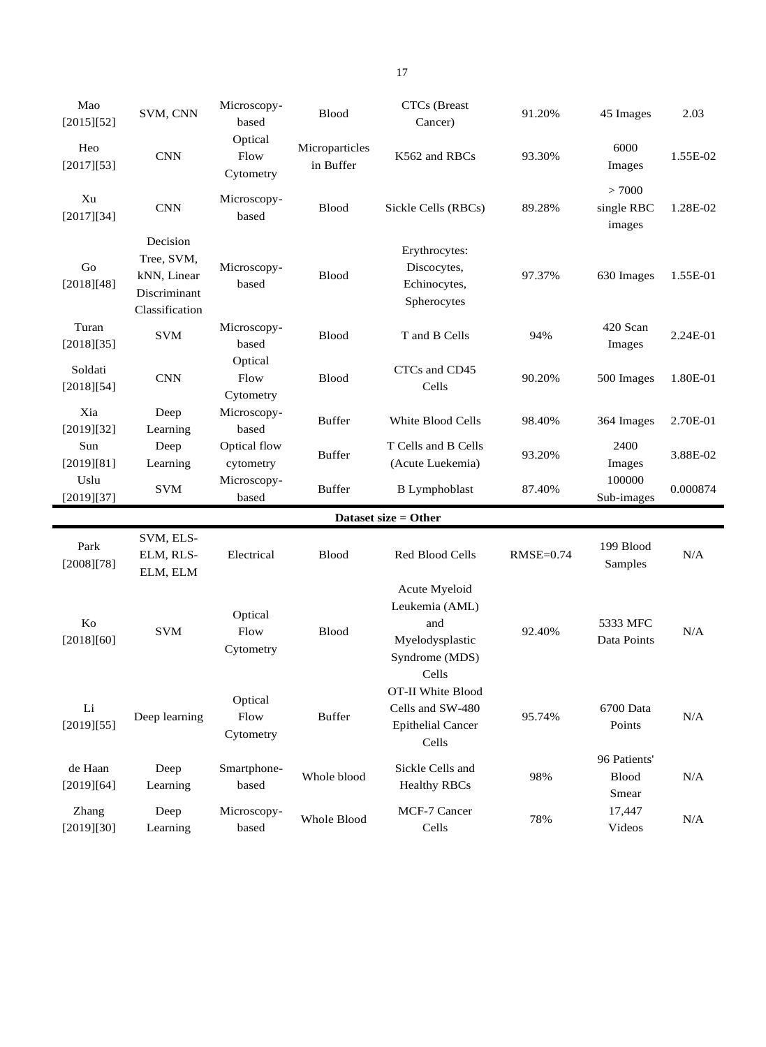| | | | | | | | |
|---|---|---|---|---|---|---|---|
| Mao [2015][52] | SVM, CNN | Microscopy-based | Blood | CTCs (Breast Cancer) | 91.20% | 45 Images | 2.03 |
| Heo [2017][53] | CNN | Optical Flow Cytometry | Microparticles in Buffer | K562 and RBCs | 93.30% | 6000 Images | 1.55E-02 |
| Xu [2017][34] | CNN | Microscopy-based | Blood | Sickle Cells (RBCs) | 89.28% | > 7000 single RBC images | 1.28E-02 |
| Go [2018][48] | Decision Tree, SVM, kNN, Linear Discriminant Classification | Microscopy-based | Blood | Erythrocytes: Discocytes, Echinocytes, Spherocytes | 97.37% | 630 Images | 1.55E-01 |
| Turan [2018][35] | SVM | Microscopy-based | Blood | T and B Cells | 94% | 420 Scan Images | 2.24E-01 |
| Soldati [2018][54] | CNN | Optical Flow Cytometry | Blood | CTCs and CD45 Cells | 90.20% | 500 Images | 1.80E-01 |
| Xia [2019][32] | Deep Learning | Microscopy-based | Buffer | White Blood Cells | 98.40% | 364 Images | 2.70E-01 |
| Sun [2019][81] | Deep Learning | Optical flow cytometry | Buffer | T Cells and B Cells (Acute Luekemia) | 93.20% | 2400 Images | 3.88E-02 |
| Uslu [2019][37] | SVM | Microscopy-based | Buffer | B Lymphoblast | 87.40% | 100000 Sub-images | 0.000874 |
| **Dataset size = Other** | | | | | | | |
| Park [2008][78] | SVM, ELS-ELM, RLS-ELM, ELM | Electrical | Blood | Red Blood Cells | RMSE=0.74 | 199 Blood Samples | N/A |
| Ko [2018][60] | SVM | Optical Flow Cytometry | Blood | Acute Myeloid Leukemia (AML) and Myelodysplastic Syndrome (MDS) Cells | 92.40% | 5333 MFC Data Points | N/A |
| Li [2019][55] | Deep learning | Optical Flow Cytometry | Buffer | OT-II White Blood Cells and SW-480 Epithelial Cancer Cells | 95.74% | 6700 Data Points | N/A |
| de Haan [2019][64] | Deep Learning | Smartphone-based | Whole blood | Sickle Cells and Healthy RBCs | 98% | 96 Patients' Blood Smear | N/A |
| Zhang [2019][30] | Deep Learning | Microscopy-based | Whole Blood | MCF-7 Cancer Cells | 78% | 17,447 Videos | N/A |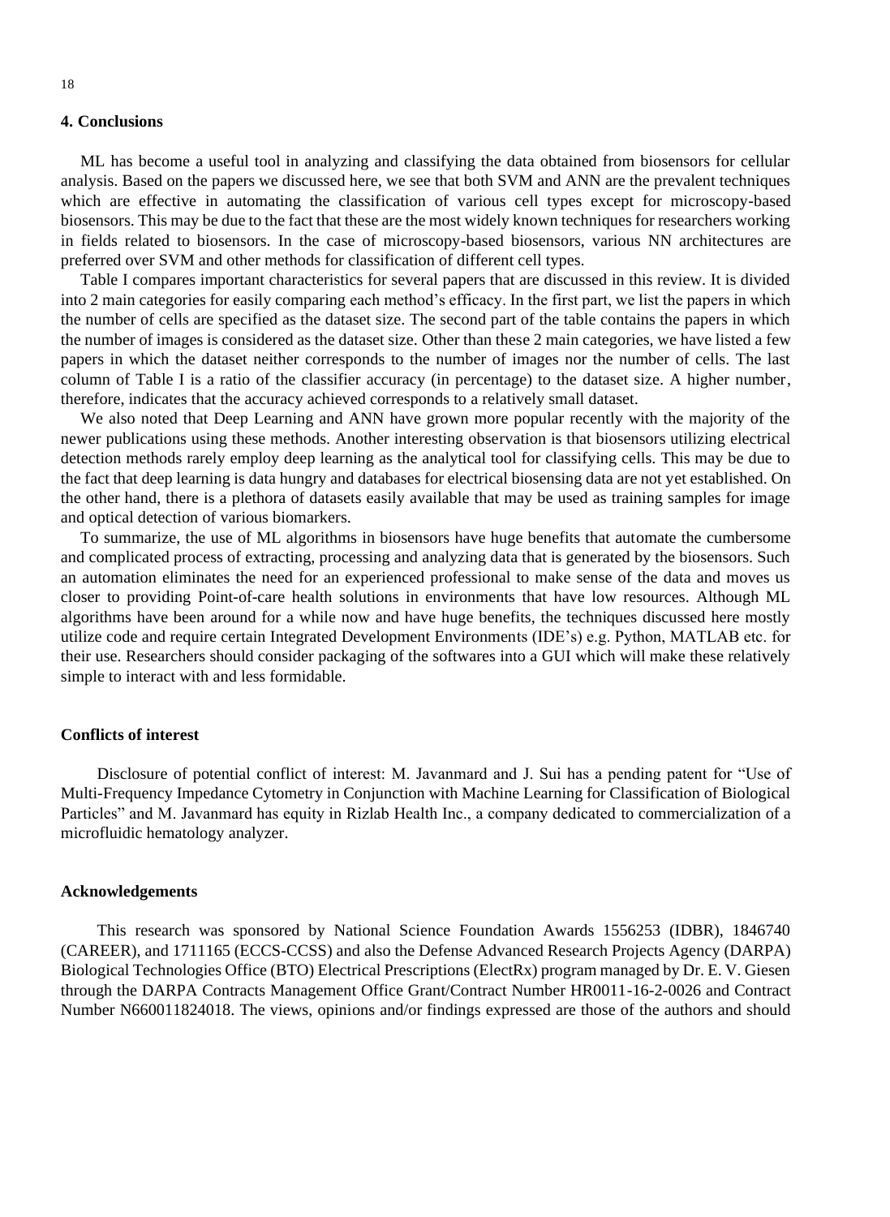## 4. Conclusions

ML has become a useful tool in analyzing and classifying the data obtained from biosensors for cellular analysis. Based on the papers we discussed here, we see that both SVM and ANN are the prevalent techniques which are effective in automating the classification of various cell types except for microscopy-based biosensors. This may be due to the fact that these are the most widely known techniques for researchers working in fields related to biosensors. In the case of microscopy-based biosensors, various NN architectures are preferred over SVM and other methods for classification of different cell types.

Table I compares important characteristics for several papers that are discussed in this review. It is divided into 2 main categories for easily comparing each method's efficacy. In the first part, we list the papers in which the number of cells are specified as the dataset size. The second part of the table contains the papers in which the number of images is considered as the dataset size. Other than these 2 main categories, we have listed a few papers in which the dataset neither corresponds to the number of images nor the number of cells. The last column of Table I is a ratio of the classifier accuracy (in percentage) to the dataset size. A higher number, therefore, indicates that the accuracy achieved corresponds to a relatively small dataset.

We also noted that Deep Learning and ANN have grown more popular recently with the majority of the newer publications using these methods. Another interesting observation is that biosensors utilizing electrical detection methods rarely employ deep learning as the analytical tool for classifying cells. This may be due to the fact that deep learning is data hungry and databases for electrical biosensing data are not yet established. On the other hand, there is a plethora of datasets easily available that may be used as training samples for image and optical detection of various biomarkers.

To summarize, the use of ML algorithms in biosensors have huge benefits that automate the cumbersome and complicated process of extracting, processing and analyzing data that is generated by the biosensors. Such an automation eliminates the need for an experienced professional to make sense of the data and moves us closer to providing Point-of-care health solutions in environments that have low resources. Although ML algorithms have been around for a while now and have huge benefits, the techniques discussed here mostly utilize code and require certain Integrated Development Environments (IDE's) e.g. Python, MATLAB etc. for their use. Researchers should consider packaging of the softwares into a GUI which will make these relatively simple to interact with and less formidable.

### Conflicts of interest

Disclosure of potential conflict of interest: M. Javanmard and J. Sui has a pending patent for "Use of Multi-Frequency Impedance Cytometry in Conjunction with Machine Learning for Classification of Biological Particles" and M. Javanmard has equity in Rizlab Health Inc., a company dedicated to commercialization of a microfluidic hematology analyzer.

### Acknowledgements

This research was sponsored by National Science Foundation Awards 1556253 (IDBR), 1846740 (CAREER), and 1711165 (ECCS-CCSS) and also the Defense Advanced Research Projects Agency (DARPA) Biological Technologies Office (BTO) Electrical Prescriptions (ElectRx) program managed by Dr. E. V. Giesen through the DARPA Contracts Management Office Grant/Contract Number HR0011-16-2-0026 and Contract Number N660011824018. The views, opinions and/or findings expressed are those of the authors and should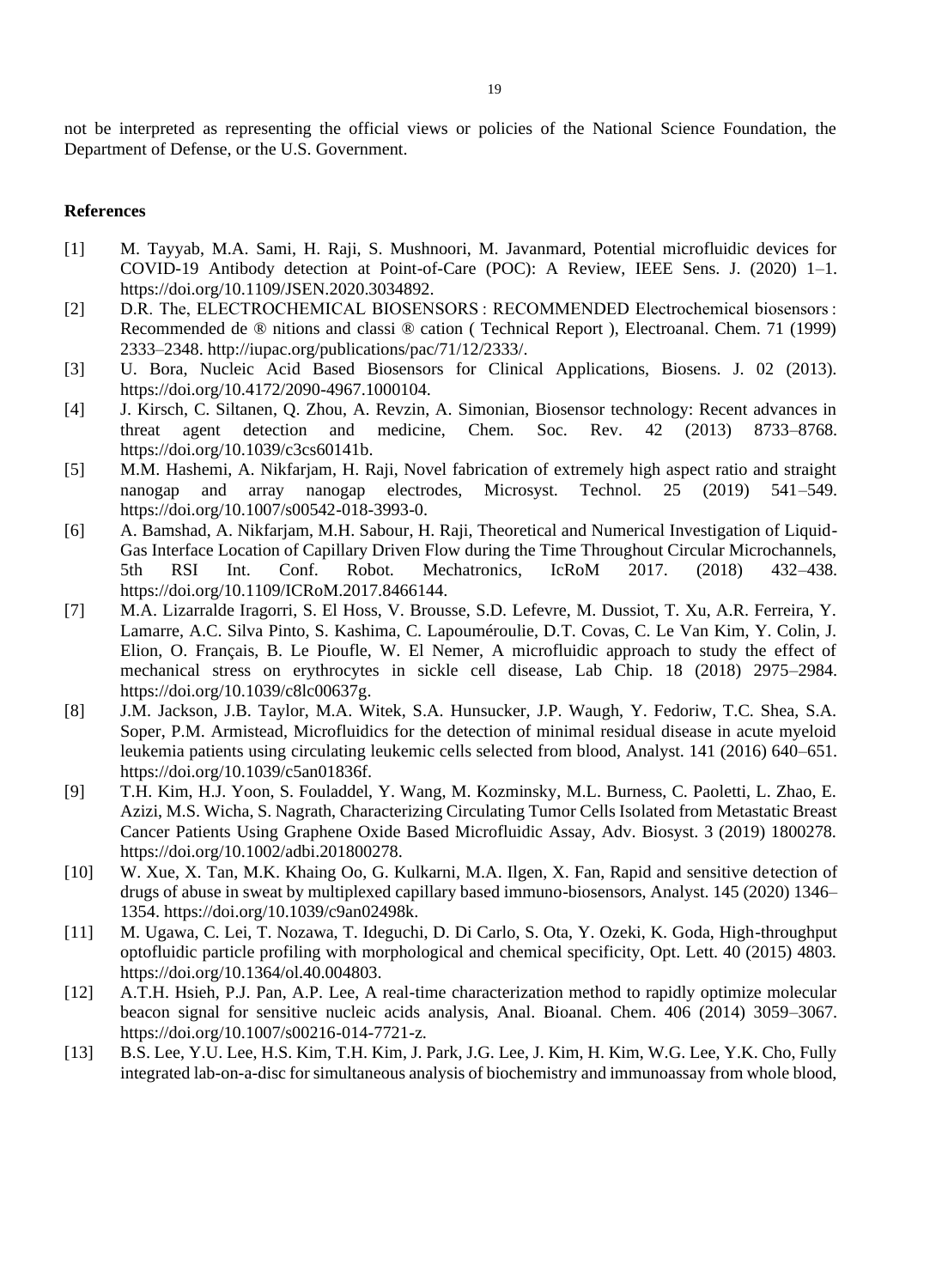not be interpreted as representing the official views or policies of the National Science Foundation, the Department of Defense, or the U.S. Government.

**References**

[1] M. Tayyab, M.A. Sami, H. Raji, S. Mushnoori, M. Javanmard, Potential microfluidic devices for COVID-19 Antibody detection at Point-of-Care (POC): A Review, IEEE Sens. J. (2020) 1–1. https://doi.org/10.1109/JSEN.2020.3034892.

[2] D.R. The, ELECTROCHEMICAL BIOSENSORS : RECOMMENDED Electrochemical biosensors : Recommended de ® nitions and classi ® cation ( Technical Report ), Electroanal. Chem. 71 (1999) 2333–2348. http://iupac.org/publications/pac/71/12/2333/.

[3] U. Bora, Nucleic Acid Based Biosensors for Clinical Applications, Biosens. J. 02 (2013). https://doi.org/10.4172/2090-4967.1000104.

[4] J. Kirsch, C. Siltanen, Q. Zhou, A. Revzin, A. Simonian, Biosensor technology: Recent advances in threat agent detection and medicine, Chem. Soc. Rev. 42 (2013) 8733–8768. https://doi.org/10.1039/c3cs60141b.

[5] M.M. Hashemi, A. Nikfarjam, H. Raji, Novel fabrication of extremely high aspect ratio and straight nanogap and array nanogap electrodes, Microsyst. Technol. 25 (2019) 541–549. https://doi.org/10.1007/s00542-018-3993-0.

[6] A. Bamshad, A. Nikfarjam, M.H. Sabour, H. Raji, Theoretical and Numerical Investigation of Liquid-Gas Interface Location of Capillary Driven Flow during the Time Throughout Circular Microchannels, 5th RSI Int. Conf. Robot. Mechatronics, IcRoM 2017. (2018) 432–438. https://doi.org/10.1109/ICRoM.2017.8466144.

[7] M.A. Lizarralde Iragorri, S. El Hoss, V. Brousse, S.D. Lefevre, M. Dussiot, T. Xu, A.R. Ferreira, Y. Lamarre, A.C. Silva Pinto, S. Kashima, C. Lapouméroulie, D.T. Covas, C. Le Van Kim, Y. Colin, J. Elion, O. Français, B. Le Pioufle, W. El Nemer, A microfluidic approach to study the effect of mechanical stress on erythrocytes in sickle cell disease, Lab Chip. 18 (2018) 2975–2984. https://doi.org/10.1039/c8lc00637g.

[8] J.M. Jackson, J.B. Taylor, M.A. Witek, S.A. Hunsucker, J.P. Waugh, Y. Fedoriw, T.C. Shea, S.A. Soper, P.M. Armistead, Microfluidics for the detection of minimal residual disease in acute myeloid leukemia patients using circulating leukemic cells selected from blood, Analyst. 141 (2016) 640–651. https://doi.org/10.1039/c5an01836f.

[9] T.H. Kim, H.J. Yoon, S. Fouladdel, Y. Wang, M. Kozminsky, M.L. Burness, C. Paoletti, L. Zhao, E. Azizi, M.S. Wicha, S. Nagrath, Characterizing Circulating Tumor Cells Isolated from Metastatic Breast Cancer Patients Using Graphene Oxide Based Microfluidic Assay, Adv. Biosyst. 3 (2019) 1800278. https://doi.org/10.1002/adbi.201800278.

[10] W. Xue, X. Tan, M.K. Khaing Oo, G. Kulkarni, M.A. Ilgen, X. Fan, Rapid and sensitive detection of drugs of abuse in sweat by multiplexed capillary based immuno-biosensors, Analyst. 145 (2020) 1346–1354. https://doi.org/10.1039/c9an02498k.

[11] M. Ugawa, C. Lei, T. Nozawa, T. Ideguchi, D. Di Carlo, S. Ota, Y. Ozeki, K. Goda, High-throughput optofluidic particle profiling with morphological and chemical specificity, Opt. Lett. 40 (2015) 4803. https://doi.org/10.1364/ol.40.004803.

[12] A.T.H. Hsieh, P.J. Pan, A.P. Lee, A real-time characterization method to rapidly optimize molecular beacon signal for sensitive nucleic acids analysis, Anal. Bioanal. Chem. 406 (2014) 3059–3067. https://doi.org/10.1007/s00216-014-7721-z.

[13] B.S. Lee, Y.U. Lee, H.S. Kim, T.H. Kim, J. Park, J.G. Lee, J. Kim, H. Kim, W.G. Lee, Y.K. Cho, Fully integrated lab-on-a-disc for simultaneous analysis of biochemistry and immunoassay from whole blood,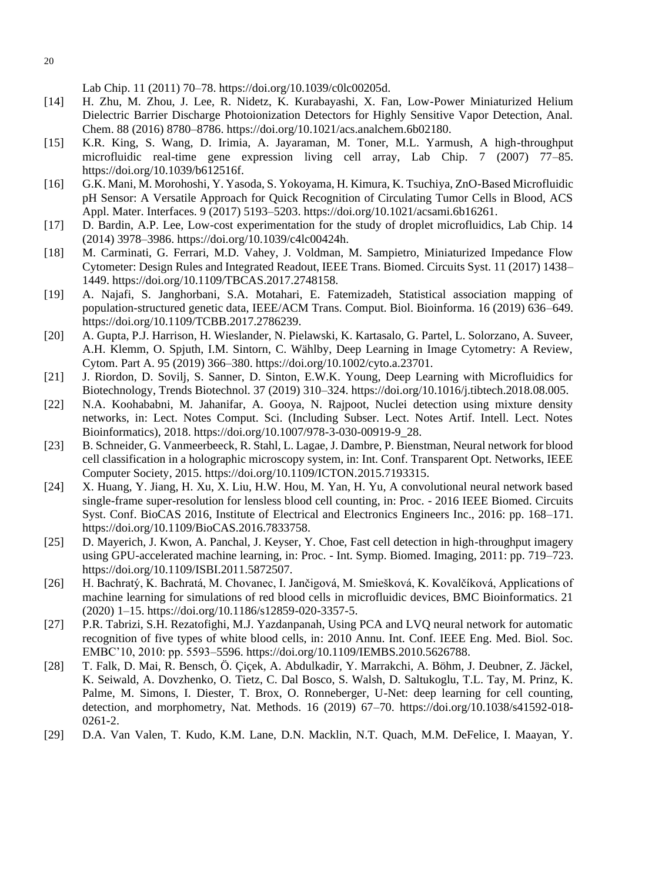Lab Chip. 11 (2011) 70–78. https://doi.org/10.1039/c0lc00205d.

[14] H. Zhu, M. Zhou, J. Lee, R. Nidetz, K. Kurabayashi, X. Fan, Low-Power Miniaturized Helium Dielectric Barrier Discharge Photoionization Detectors for Highly Sensitive Vapor Detection, Anal. Chem. 88 (2016) 8780–8786. https://doi.org/10.1021/acs.analchem.6b02180.

[15] K.R. King, S. Wang, D. Irimia, A. Jayaraman, M. Toner, M.L. Yarmush, A high-throughput microfluidic real-time gene expression living cell array, Lab Chip. 7 (2007) 77–85. https://doi.org/10.1039/b612516f.

[16] G.K. Mani, M. Morohoshi, Y. Yasoda, S. Yokoyama, H. Kimura, K. Tsuchiya, ZnO-Based Microfluidic pH Sensor: A Versatile Approach for Quick Recognition of Circulating Tumor Cells in Blood, ACS Appl. Mater. Interfaces. 9 (2017) 5193–5203. https://doi.org/10.1021/acsami.6b16261.

[17] D. Bardin, A.P. Lee, Low-cost experimentation for the study of droplet microfluidics, Lab Chip. 14 (2014) 3978–3986. https://doi.org/10.1039/c4lc00424h.

[18] M. Carminati, G. Ferrari, M.D. Vahey, J. Voldman, M. Sampietro, Miniaturized Impedance Flow Cytometer: Design Rules and Integrated Readout, IEEE Trans. Biomed. Circuits Syst. 11 (2017) 1438–1449. https://doi.org/10.1109/TBCAS.2017.2748158.

[19] A. Najafi, S. Janghorbani, S.A. Motahari, E. Fatemizadeh, Statistical association mapping of population-structured genetic data, IEEE/ACM Trans. Comput. Biol. Bioinforma. 16 (2019) 636–649. https://doi.org/10.1109/TCBB.2017.2786239.

[20] A. Gupta, P.J. Harrison, H. Wieslander, N. Pielawski, K. Kartasalo, G. Partel, L. Solorzano, A. Suveer, A.H. Klemm, O. Spjuth, I.M. Sintorn, C. Wählby, Deep Learning in Image Cytometry: A Review, Cytom. Part A. 95 (2019) 366–380. https://doi.org/10.1002/cyto.a.23701.

[21] J. Riordon, D. Sovilj, S. Sanner, D. Sinton, E.W.K. Young, Deep Learning with Microfluidics for Biotechnology, Trends Biotechnol. 37 (2019) 310–324. https://doi.org/10.1016/j.tibtech.2018.08.005.

[22] N.A. Koohababni, M. Jahanifar, A. Gooya, N. Rajpoot, Nuclei detection using mixture density networks, in: Lect. Notes Comput. Sci. (Including Subser. Lect. Notes Artif. Intell. Lect. Notes Bioinformatics), 2018. https://doi.org/10.1007/978-3-030-00919-9_28.

[23] B. Schneider, G. Vanmeerbeeck, R. Stahl, L. Lagae, J. Dambre, P. Bienstman, Neural network for blood cell classification in a holographic microscopy system, in: Int. Conf. Transparent Opt. Networks, IEEE Computer Society, 2015. https://doi.org/10.1109/ICTON.2015.7193315.

[24] X. Huang, Y. Jiang, H. Xu, X. Liu, H.W. Hou, M. Yan, H. Yu, A convolutional neural network based single-frame super-resolution for lensless blood cell counting, in: Proc. - 2016 IEEE Biomed. Circuits Syst. Conf. BioCAS 2016, Institute of Electrical and Electronics Engineers Inc., 2016: pp. 168–171. https://doi.org/10.1109/BioCAS.2016.7833758.

[25] D. Mayerich, J. Kwon, A. Panchal, J. Keyser, Y. Choe, Fast cell detection in high-throughput imagery using GPU-accelerated machine learning, in: Proc. - Int. Symp. Biomed. Imaging, 2011: pp. 719–723. https://doi.org/10.1109/ISBI.2011.5872507.

[26] H. Bachratý, K. Bachratá, M. Chovanec, I. Jančigová, M. Smiešková, K. Kovalčíková, Applications of machine learning for simulations of red blood cells in microfluidic devices, BMC Bioinformatics. 21 (2020) 1–15. https://doi.org/10.1186/s12859-020-3357-5.

[27] P.R. Tabrizi, S.H. Rezatofighi, M.J. Yazdanpanah, Using PCA and LVQ neural network for automatic recognition of five types of white blood cells, in: 2010 Annu. Int. Conf. IEEE Eng. Med. Biol. Soc. EMBC'10, 2010: pp. 5593–5596. https://doi.org/10.1109/IEMBS.2010.5626788.

[28] T. Falk, D. Mai, R. Bensch, Ö. Çiçek, A. Abdulkadir, Y. Marrakchi, A. Böhm, J. Deubner, Z. Jäckel, K. Seiwald, A. Dovzhenko, O. Tietz, C. Dal Bosco, S. Walsh, D. Saltukoglu, T.L. Tay, M. Prinz, K. Palme, M. Simons, I. Diester, T. Brox, O. Ronneberger, U-Net: deep learning for cell counting, detection, and morphometry, Nat. Methods. 16 (2019) 67–70. https://doi.org/10.1038/s41592-018-0261-2.

[29] D.A. Van Valen, T. Kudo, K.M. Lane, D.N. Macklin, N.T. Quach, M.M. DeFelice, I. Maayan, Y.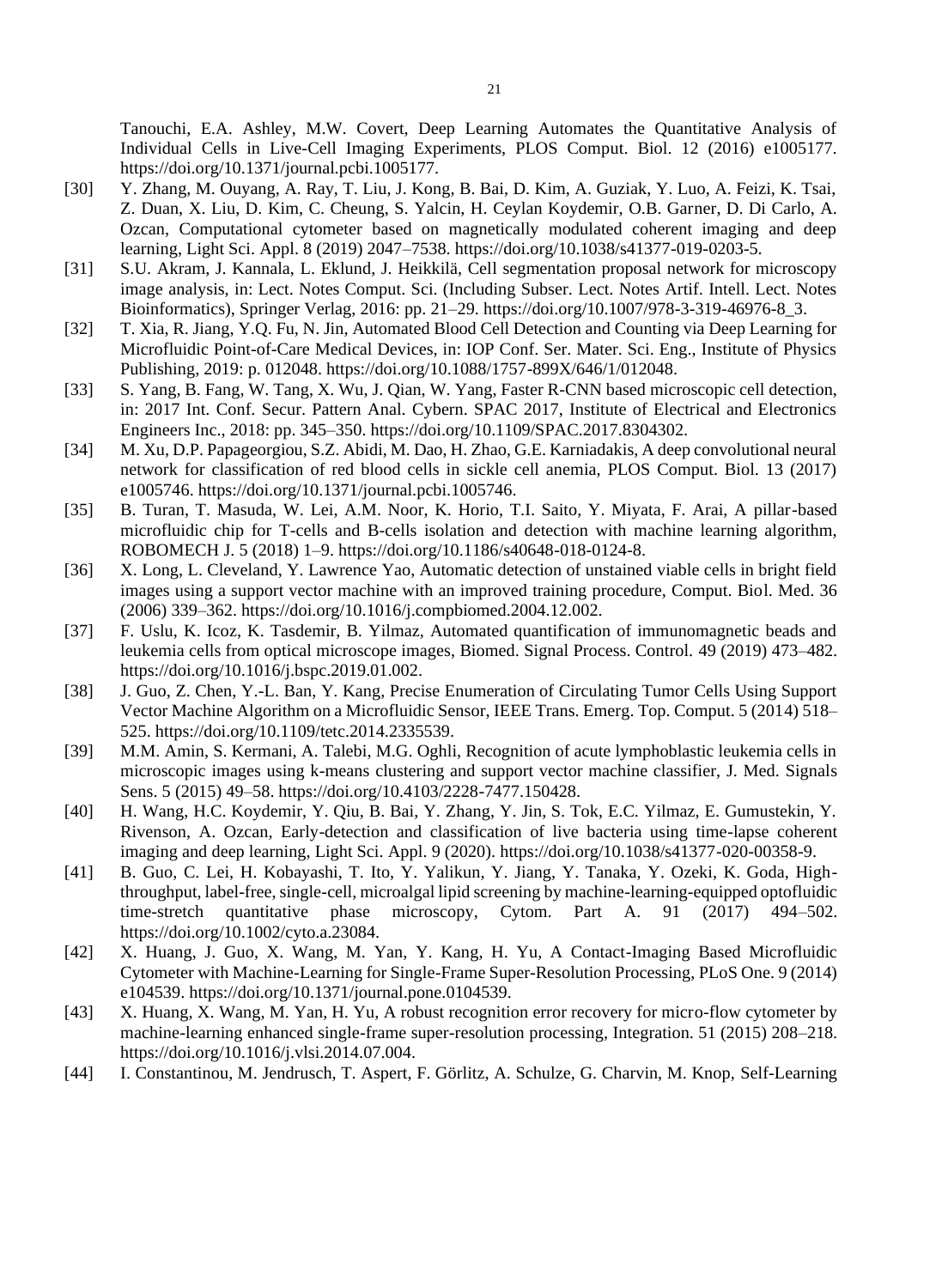Tanouchi, E.A. Ashley, M.W. Covert, Deep Learning Automates the Quantitative Analysis of Individual Cells in Live-Cell Imaging Experiments, PLOS Comput. Biol. 12 (2016) e1005177. https://doi.org/10.1371/journal.pcbi.1005177.

[30] Y. Zhang, M. Ouyang, A. Ray, T. Liu, J. Kong, B. Bai, D. Kim, A. Guziak, Y. Luo, A. Feizi, K. Tsai, Z. Duan, X. Liu, D. Kim, C. Cheung, S. Yalcin, H. Ceylan Koydemir, O.B. Garner, D. Di Carlo, A. Ozcan, Computational cytometer based on magnetically modulated coherent imaging and deep learning, Light Sci. Appl. 8 (2019) 2047–7538. https://doi.org/10.1038/s41377-019-0203-5.

[31] S.U. Akram, J. Kannala, L. Eklund, J. Heikkilä, Cell segmentation proposal network for microscopy image analysis, in: Lect. Notes Comput. Sci. (Including Subser. Lect. Notes Artif. Intell. Lect. Notes Bioinformatics), Springer Verlag, 2016: pp. 21–29. https://doi.org/10.1007/978-3-319-46976-8_3.

[32] T. Xia, R. Jiang, Y.Q. Fu, N. Jin, Automated Blood Cell Detection and Counting via Deep Learning for Microfluidic Point-of-Care Medical Devices, in: IOP Conf. Ser. Mater. Sci. Eng., Institute of Physics Publishing, 2019: p. 012048. https://doi.org/10.1088/1757-899X/646/1/012048.

[33] S. Yang, B. Fang, W. Tang, X. Wu, J. Qian, W. Yang, Faster R-CNN based microscopic cell detection, in: 2017 Int. Conf. Secur. Pattern Anal. Cybern. SPAC 2017, Institute of Electrical and Electronics Engineers Inc., 2018: pp. 345–350. https://doi.org/10.1109/SPAC.2017.8304302.

[34] M. Xu, D.P. Papageorgiou, S.Z. Abidi, M. Dao, H. Zhao, G.E. Karniadakis, A deep convolutional neural network for classification of red blood cells in sickle cell anemia, PLOS Comput. Biol. 13 (2017) e1005746. https://doi.org/10.1371/journal.pcbi.1005746.

[35] B. Turan, T. Masuda, W. Lei, A.M. Noor, K. Horio, T.I. Saito, Y. Miyata, F. Arai, A pillar-based microfluidic chip for T-cells and B-cells isolation and detection with machine learning algorithm, ROBOMECH J. 5 (2018) 1–9. https://doi.org/10.1186/s40648-018-0124-8.

[36] X. Long, L. Cleveland, Y. Lawrence Yao, Automatic detection of unstained viable cells in bright field images using a support vector machine with an improved training procedure, Comput. Biol. Med. 36 (2006) 339–362. https://doi.org/10.1016/j.compbiomed.2004.12.002.

[37] F. Uslu, K. Icoz, K. Tasdemir, B. Yilmaz, Automated quantification of immunomagnetic beads and leukemia cells from optical microscope images, Biomed. Signal Process. Control. 49 (2019) 473–482. https://doi.org/10.1016/j.bspc.2019.01.002.

[38] J. Guo, Z. Chen, Y.-L. Ban, Y. Kang, Precise Enumeration of Circulating Tumor Cells Using Support Vector Machine Algorithm on a Microfluidic Sensor, IEEE Trans. Emerg. Top. Comput. 5 (2014) 518–525. https://doi.org/10.1109/tetc.2014.2335539.

[39] M.M. Amin, S. Kermani, A. Talebi, M.G. Oghli, Recognition of acute lymphoblastic leukemia cells in microscopic images using k-means clustering and support vector machine classifier, J. Med. Signals Sens. 5 (2015) 49–58. https://doi.org/10.4103/2228-7477.150428.

[40] H. Wang, H.C. Koydemir, Y. Qiu, B. Bai, Y. Zhang, Y. Jin, S. Tok, E.C. Yilmaz, E. Gumustekin, Y. Rivenson, A. Ozcan, Early-detection and classification of live bacteria using time-lapse coherent imaging and deep learning, Light Sci. Appl. 9 (2020). https://doi.org/10.1038/s41377-020-00358-9.

[41] B. Guo, C. Lei, H. Kobayashi, T. Ito, Y. Yalikun, Y. Jiang, Y. Tanaka, Y. Ozeki, K. Goda, High-throughput, label-free, single-cell, microalgal lipid screening by machine-learning-equipped optofluidic time-stretch quantitative phase microscopy, Cytom. Part A. 91 (2017) 494–502. https://doi.org/10.1002/cyto.a.23084.

[42] X. Huang, J. Guo, X. Wang, M. Yan, Y. Kang, H. Yu, A Contact-Imaging Based Microfluidic Cytometer with Machine-Learning for Single-Frame Super-Resolution Processing, PLoS One. 9 (2014) e104539. https://doi.org/10.1371/journal.pone.0104539.

[43] X. Huang, X. Wang, M. Yan, H. Yu, A robust recognition error recovery for micro-flow cytometer by machine-learning enhanced single-frame super-resolution processing, Integration. 51 (2015) 208–218. https://doi.org/10.1016/j.vlsi.2014.07.004.

[44] I. Constantinou, M. Jendrusch, T. Aspert, F. Görlitz, A. Schulze, G. Charvin, M. Knop, Self-Learning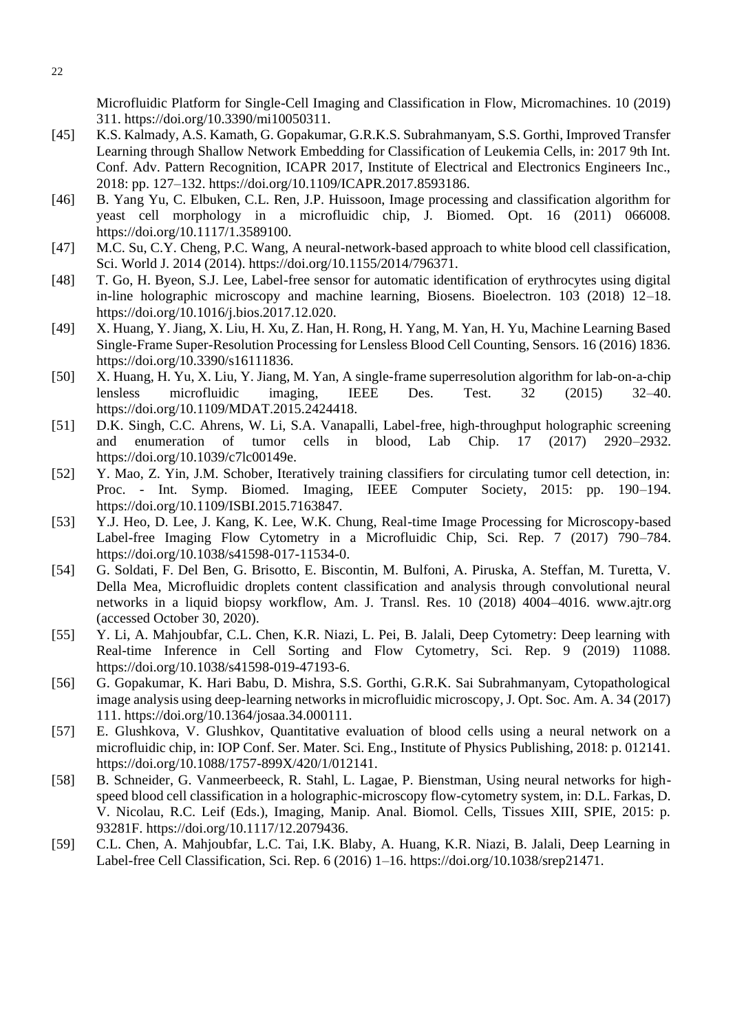Microfluidic Platform for Single-Cell Imaging and Classification in Flow, Micromachines. 10 (2019) 311. https://doi.org/10.3390/mi10050311.

[45] K.S. Kalmady, A.S. Kamath, G. Gopakumar, G.R.K.S. Subrahmanyam, S.S. Gorthi, Improved Transfer Learning through Shallow Network Embedding for Classification of Leukemia Cells, in: 2017 9th Int. Conf. Adv. Pattern Recognition, ICAPR 2017, Institute of Electrical and Electronics Engineers Inc., 2018: pp. 127–132. https://doi.org/10.1109/ICAPR.2017.8593186.

[46] B. Yang Yu, C. Elbuken, C.L. Ren, J.P. Huissoon, Image processing and classification algorithm for yeast cell morphology in a microfluidic chip, J. Biomed. Opt. 16 (2011) 066008. https://doi.org/10.1117/1.3589100.

[47] M.C. Su, C.Y. Cheng, P.C. Wang, A neural-network-based approach to white blood cell classification, Sci. World J. 2014 (2014). https://doi.org/10.1155/2014/796371.

[48] T. Go, H. Byeon, S.J. Lee, Label-free sensor for automatic identification of erythrocytes using digital in-line holographic microscopy and machine learning, Biosens. Bioelectron. 103 (2018) 12–18. https://doi.org/10.1016/j.bios.2017.12.020.

[49] X. Huang, Y. Jiang, X. Liu, H. Xu, Z. Han, H. Rong, H. Yang, M. Yan, H. Yu, Machine Learning Based Single-Frame Super-Resolution Processing for Lensless Blood Cell Counting, Sensors. 16 (2016) 1836. https://doi.org/10.3390/s16111836.

[50] X. Huang, H. Yu, X. Liu, Y. Jiang, M. Yan, A single-frame superresolution algorithm for lab-on-a-chip lensless microfluidic imaging, IEEE Des. Test. 32 (2015) 32–40. https://doi.org/10.1109/MDAT.2015.2424418.

[51] D.K. Singh, C.C. Ahrens, W. Li, S.A. Vanapalli, Label-free, high-throughput holographic screening and enumeration of tumor cells in blood, Lab Chip. 17 (2017) 2920–2932. https://doi.org/10.1039/c7lc00149e.

[52] Y. Mao, Z. Yin, J.M. Schober, Iteratively training classifiers for circulating tumor cell detection, in: Proc. - Int. Symp. Biomed. Imaging, IEEE Computer Society, 2015: pp. 190–194. https://doi.org/10.1109/ISBI.2015.7163847.

[53] Y.J. Heo, D. Lee, J. Kang, K. Lee, W.K. Chung, Real-time Image Processing for Microscopy-based Label-free Imaging Flow Cytometry in a Microfluidic Chip, Sci. Rep. 7 (2017) 790–784. https://doi.org/10.1038/s41598-017-11534-0.

[54] G. Soldati, F. Del Ben, G. Brisotto, E. Biscontin, M. Bulfoni, A. Piruska, A. Steffan, M. Turetta, V. Della Mea, Microfluidic droplets content classification and analysis through convolutional neural networks in a liquid biopsy workflow, Am. J. Transl. Res. 10 (2018) 4004–4016. www.ajtr.org (accessed October 30, 2020).

[55] Y. Li, A. Mahjoubfar, C.L. Chen, K.R. Niazi, L. Pei, B. Jalali, Deep Cytometry: Deep learning with Real-time Inference in Cell Sorting and Flow Cytometry, Sci. Rep. 9 (2019) 11088. https://doi.org/10.1038/s41598-019-47193-6.

[56] G. Gopakumar, K. Hari Babu, D. Mishra, S.S. Gorthi, G.R.K. Sai Subrahmanyam, Cytopathological image analysis using deep-learning networks in microfluidic microscopy, J. Opt. Soc. Am. A. 34 (2017) 111. https://doi.org/10.1364/josaa.34.000111.

[57] E. Glushkova, V. Glushkov, Quantitative evaluation of blood cells using a neural network on a microfluidic chip, in: IOP Conf. Ser. Mater. Sci. Eng., Institute of Physics Publishing, 2018: p. 012141. https://doi.org/10.1088/1757-899X/420/1/012141.

[58] B. Schneider, G. Vanmeerbeeck, R. Stahl, L. Lagae, P. Bienstman, Using neural networks for high-speed blood cell classification in a holographic-microscopy flow-cytometry system, in: D.L. Farkas, D. V. Nicolau, R.C. Leif (Eds.), Imaging, Manip. Anal. Biomol. Cells, Tissues XIII, SPIE, 2015: p. 93281F. https://doi.org/10.1117/12.2079436.

[59] C.L. Chen, A. Mahjoubfar, L.C. Tai, I.K. Blaby, A. Huang, K.R. Niazi, B. Jalali, Deep Learning in Label-free Cell Classification, Sci. Rep. 6 (2016) 1–16. https://doi.org/10.1038/srep21471.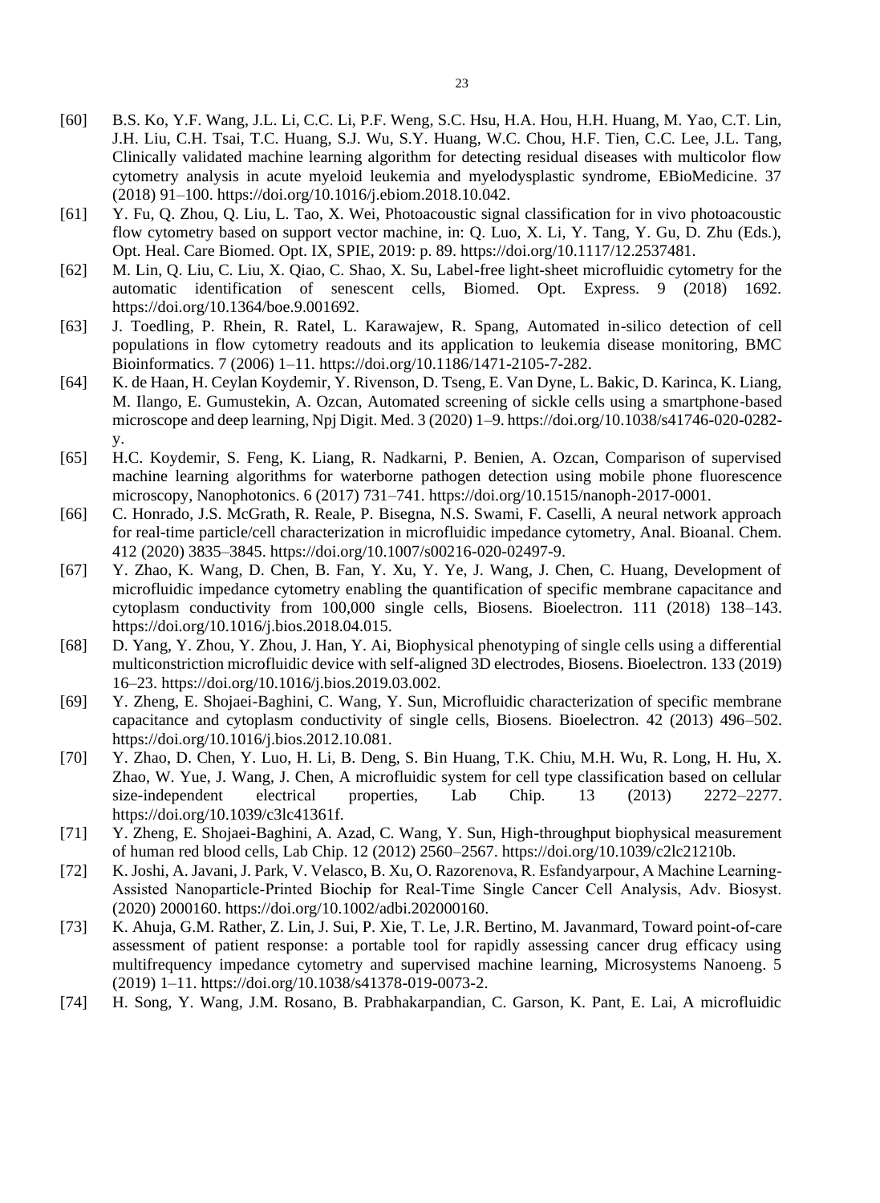[60] B.S. Ko, Y.F. Wang, J.L. Li, C.C. Li, P.F. Weng, S.C. Hsu, H.A. Hou, H.H. Huang, M. Yao, C.T. Lin, J.H. Liu, C.H. Tsai, T.C. Huang, S.J. Wu, S.Y. Huang, W.C. Chou, H.F. Tien, C.C. Lee, J.L. Tang, Clinically validated machine learning algorithm for detecting residual diseases with multicolor flow cytometry analysis in acute myeloid leukemia and myelodysplastic syndrome, EBioMedicine. 37 (2018) 91–100. https://doi.org/10.1016/j.ebiom.2018.10.042.

[61] Y. Fu, Q. Zhou, Q. Liu, L. Tao, X. Wei, Photoacoustic signal classification for in vivo photoacoustic flow cytometry based on support vector machine, in: Q. Luo, X. Li, Y. Tang, Y. Gu, D. Zhu (Eds.), Opt. Heal. Care Biomed. Opt. IX, SPIE, 2019: p. 89. https://doi.org/10.1117/12.2537481.

[62] M. Lin, Q. Liu, C. Liu, X. Qiao, C. Shao, X. Su, Label-free light-sheet microfluidic cytometry for the automatic identification of senescent cells, Biomed. Opt. Express. 9 (2018) 1692. https://doi.org/10.1364/boe.9.001692.

[63] J. Toedling, P. Rhein, R. Ratel, L. Karawajew, R. Spang, Automated in-silico detection of cell populations in flow cytometry readouts and its application to leukemia disease monitoring, BMC Bioinformatics. 7 (2006) 1–11. https://doi.org/10.1186/1471-2105-7-282.

[64] K. de Haan, H. Ceylan Koydemir, Y. Rivenson, D. Tseng, E. Van Dyne, L. Bakic, D. Karinca, K. Liang, M. Ilango, E. Gumustekin, A. Ozcan, Automated screening of sickle cells using a smartphone-based microscope and deep learning, Npj Digit. Med. 3 (2020) 1–9. https://doi.org/10.1038/s41746-020-0282-y.

[65] H.C. Koydemir, S. Feng, K. Liang, R. Nadkarni, P. Benien, A. Ozcan, Comparison of supervised machine learning algorithms for waterborne pathogen detection using mobile phone fluorescence microscopy, Nanophotonics. 6 (2017) 731–741. https://doi.org/10.1515/nanoph-2017-0001.

[66] C. Honrado, J.S. McGrath, R. Reale, P. Bisegna, N.S. Swami, F. Caselli, A neural network approach for real-time particle/cell characterization in microfluidic impedance cytometry, Anal. Bioanal. Chem. 412 (2020) 3835–3845. https://doi.org/10.1007/s00216-020-02497-9.

[67] Y. Zhao, K. Wang, D. Chen, B. Fan, Y. Xu, Y. Ye, J. Wang, J. Chen, C. Huang, Development of microfluidic impedance cytometry enabling the quantification of specific membrane capacitance and cytoplasm conductivity from 100,000 single cells, Biosens. Bioelectron. 111 (2018) 138–143. https://doi.org/10.1016/j.bios.2018.04.015.

[68] D. Yang, Y. Zhou, Y. Zhou, J. Han, Y. Ai, Biophysical phenotyping of single cells using a differential multiconstriction microfluidic device with self-aligned 3D electrodes, Biosens. Bioelectron. 133 (2019) 16–23. https://doi.org/10.1016/j.bios.2019.03.002.

[69] Y. Zheng, E. Shojaei-Baghini, C. Wang, Y. Sun, Microfluidic characterization of specific membrane capacitance and cytoplasm conductivity of single cells, Biosens. Bioelectron. 42 (2013) 496–502. https://doi.org/10.1016/j.bios.2012.10.081.

[70] Y. Zhao, D. Chen, Y. Luo, H. Li, B. Deng, S. Bin Huang, T.K. Chiu, M.H. Wu, R. Long, H. Hu, X. Zhao, W. Yue, J. Wang, J. Chen, A microfluidic system for cell type classification based on cellular size-independent electrical properties, Lab Chip. 13 (2013) 2272–2277. https://doi.org/10.1039/c3lc41361f.

[71] Y. Zheng, E. Shojaei-Baghini, A. Azad, C. Wang, Y. Sun, High-throughput biophysical measurement of human red blood cells, Lab Chip. 12 (2012) 2560–2567. https://doi.org/10.1039/c2lc21210b.

[72] K. Joshi, A. Javani, J. Park, V. Velasco, B. Xu, O. Razorenova, R. Esfandyarpour, A Machine Learning-Assisted Nanoparticle-Printed Biochip for Real-Time Single Cancer Cell Analysis, Adv. Biosyst. (2020) 2000160. https://doi.org/10.1002/adbi.202000160.

[73] K. Ahuja, G.M. Rather, Z. Lin, J. Sui, P. Xie, T. Le, J.R. Bertino, M. Javanmard, Toward point-of-care assessment of patient response: a portable tool for rapidly assessing cancer drug efficacy using multifrequency impedance cytometry and supervised machine learning, Microsystems Nanoeng. 5 (2019) 1–11. https://doi.org/10.1038/s41378-019-0073-2.

[74] H. Song, Y. Wang, J.M. Rosano, B. Prabhakarpandian, C. Garson, K. Pant, E. Lai, A microfluidic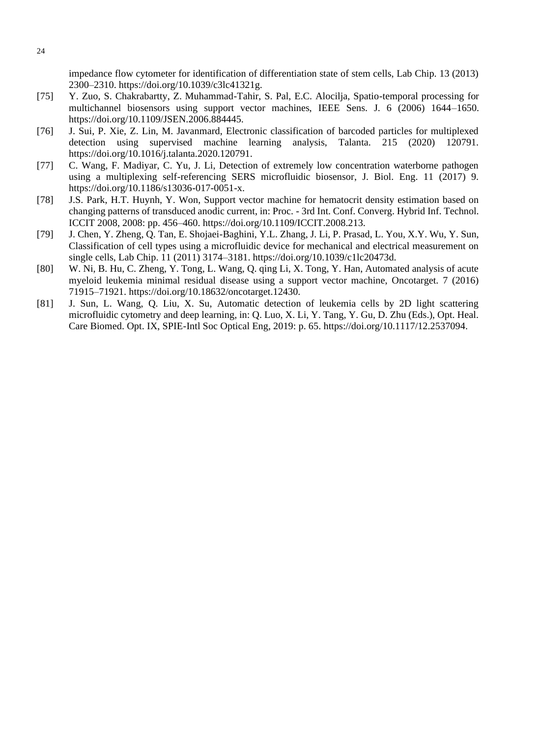impedance flow cytometer for identification of differentiation state of stem cells, Lab Chip. 13 (2013) 2300–2310. https://doi.org/10.1039/c3lc41321g.

[75] Y. Zuo, S. Chakrabartty, Z. Muhammad-Tahir, S. Pal, E.C. Alocilja, Spatio-temporal processing for multichannel biosensors using support vector machines, IEEE Sens. J. 6 (2006) 1644–1650. https://doi.org/10.1109/JSEN.2006.884445.

[76] J. Sui, P. Xie, Z. Lin, M. Javanmard, Electronic classification of barcoded particles for multiplexed detection using supervised machine learning analysis, Talanta. 215 (2020) 120791. https://doi.org/10.1016/j.talanta.2020.120791.

[77] C. Wang, F. Madiyar, C. Yu, J. Li, Detection of extremely low concentration waterborne pathogen using a multiplexing self-referencing SERS microfluidic biosensor, J. Biol. Eng. 11 (2017) 9. https://doi.org/10.1186/s13036-017-0051-x.

[78] J.S. Park, H.T. Huynh, Y. Won, Support vector machine for hematocrit density estimation based on changing patterns of transduced anodic current, in: Proc. - 3rd Int. Conf. Converg. Hybrid Inf. Technol. ICCIT 2008, 2008: pp. 456–460. https://doi.org/10.1109/ICCIT.2008.213.

[79] J. Chen, Y. Zheng, Q. Tan, E. Shojaei-Baghini, Y.L. Zhang, J. Li, P. Prasad, L. You, X.Y. Wu, Y. Sun, Classification of cell types using a microfluidic device for mechanical and electrical measurement on single cells, Lab Chip. 11 (2011) 3174–3181. https://doi.org/10.1039/c1lc20473d.

[80] W. Ni, B. Hu, C. Zheng, Y. Tong, L. Wang, Q. qing Li, X. Tong, Y. Han, Automated analysis of acute myeloid leukemia minimal residual disease using a support vector machine, Oncotarget. 7 (2016) 71915–71921. https://doi.org/10.18632/oncotarget.12430.

[81] J. Sun, L. Wang, Q. Liu, X. Su, Automatic detection of leukemia cells by 2D light scattering microfluidic cytometry and deep learning, in: Q. Luo, X. Li, Y. Tang, Y. Gu, D. Zhu (Eds.), Opt. Heal. Care Biomed. Opt. IX, SPIE-Intl Soc Optical Eng, 2019: p. 65. https://doi.org/10.1117/12.2537094.